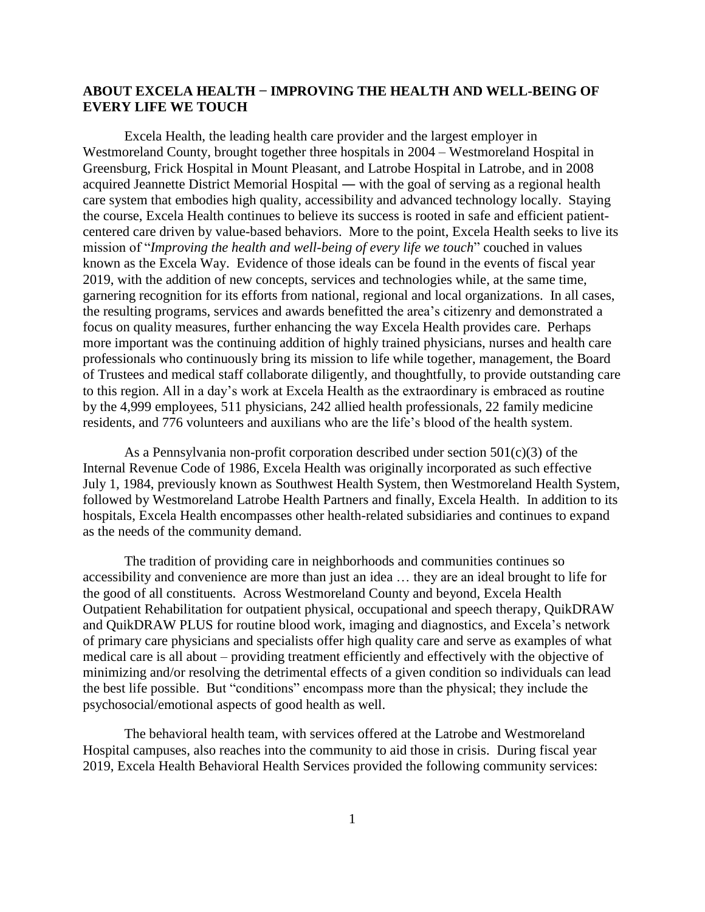## ABOUT EXCELA HEALTH − IMPROVING THE HEALTH AND WELL-BEING OF EVERY LIFE WE TOUCH

Excela Health, the leading health care provider and the largest employer in Westmoreland County, brought together three hospitals in 2004 – Westmoreland Hospital in Greensburg, Frick Hospital in Mount Pleasant, and Latrobe Hospital in Latrobe, and in 2008 acquired Jeannette District Memorial Hospital ― with the goal of serving as a regional health care system that embodies high quality, accessibility and advanced technology locally. Staying the course, Excela Health continues to believe its success is rooted in safe and efficient patient-centered care driven by value-based behaviors. More to the point, Excela Health seeks to live its mission of "*Improving the health and well-being of every life we touch*" couched in values known as the Excela Way. Evidence of those ideals can be found in the events of fiscal year 2019, with the addition of new concepts, services and technologies while, at the same time, garnering recognition for its efforts from national, regional and local organizations. In all cases, the resulting programs, services and awards benefitted the area's citizenry and demonstrated a focus on quality measures, further enhancing the way Excela Health provides care. Perhaps more important was the continuing addition of highly trained physicians, nurses and health care professionals who continuously bring its mission to life while together, management, the Board of Trustees and medical staff collaborate diligently, and thoughtfully, to provide outstanding care to this region. All in a day's work at Excela Health as the extraordinary is embraced as routine by the 4,999 employees, 511 physicians, 242 allied health professionals, 22 family medicine residents, and 776 volunteers and auxilians who are the life's blood of the health system.

As a Pennsylvania non-profit corporation described under section 501(c)(3) of the Internal Revenue Code of 1986, Excela Health was originally incorporated as such effective July 1, 1984, previously known as Southwest Health System, then Westmoreland Health System, followed by Westmoreland Latrobe Health Partners and finally, Excela Health. In addition to its hospitals, Excela Health encompasses other health-related subsidiaries and continues to expand as the needs of the community demand.

The tradition of providing care in neighborhoods and communities continues so accessibility and convenience are more than just an idea … they are an ideal brought to life for the good of all constituents. Across Westmoreland County and beyond, Excela Health Outpatient Rehabilitation for outpatient physical, occupational and speech therapy, QuikDRAW and QuikDRAW PLUS for routine blood work, imaging and diagnostics, and Excela's network of primary care physicians and specialists offer high quality care and serve as examples of what medical care is all about – providing treatment efficiently and effectively with the objective of minimizing and/or resolving the detrimental effects of a given condition so individuals can lead the best life possible. But "conditions" encompass more than the physical; they include the psychosocial/emotional aspects of good health as well.

The behavioral health team, with services offered at the Latrobe and Westmoreland Hospital campuses, also reaches into the community to aid those in crisis. During fiscal year 2019, Excela Health Behavioral Health Services provided the following community services: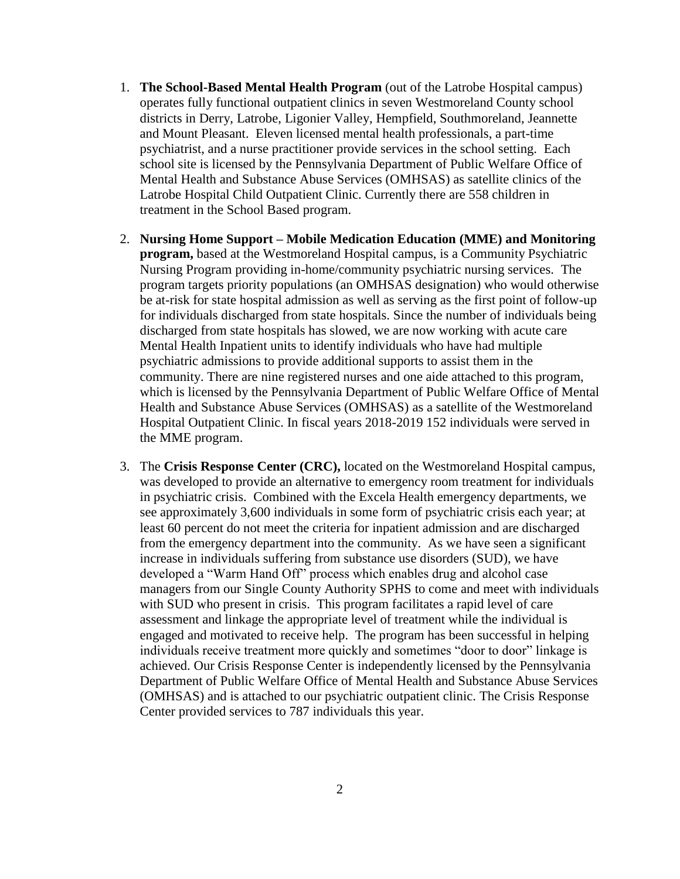1. **The School-Based Mental Health Program** (out of the Latrobe Hospital campus) operates fully functional outpatient clinics in seven Westmoreland County school districts in Derry, Latrobe, Ligonier Valley, Hempfield, Southmoreland, Jeannette and Mount Pleasant. Eleven licensed mental health professionals, a part-time psychiatrist, and a nurse practitioner provide services in the school setting. Each school site is licensed by the Pennsylvania Department of Public Welfare Office of Mental Health and Substance Abuse Services (OMHSAS) as satellite clinics of the Latrobe Hospital Child Outpatient Clinic. Currently there are 558 children in treatment in the School Based program.

2. **Nursing Home Support – Mobile Medication Education (MME) and Monitoring program,** based at the Westmoreland Hospital campus, is a Community Psychiatric Nursing Program providing in-home/community psychiatric nursing services. The program targets priority populations (an OMHSAS designation) who would otherwise be at-risk for state hospital admission as well as serving as the first point of follow-up for individuals discharged from state hospitals. Since the number of individuals being discharged from state hospitals has slowed, we are now working with acute care Mental Health Inpatient units to identify individuals who have had multiple psychiatric admissions to provide additional supports to assist them in the community. There are nine registered nurses and one aide attached to this program, which is licensed by the Pennsylvania Department of Public Welfare Office of Mental Health and Substance Abuse Services (OMHSAS) as a satellite of the Westmoreland Hospital Outpatient Clinic. In fiscal years 2018-2019 152 individuals were served in the MME program.

3. The **Crisis Response Center (CRC),** located on the Westmoreland Hospital campus, was developed to provide an alternative to emergency room treatment for individuals in psychiatric crisis. Combined with the Excela Health emergency departments, we see approximately 3,600 individuals in some form of psychiatric crisis each year; at least 60 percent do not meet the criteria for inpatient admission and are discharged from the emergency department into the community. As we have seen a significant increase in individuals suffering from substance use disorders (SUD), we have developed a "Warm Hand Off" process which enables drug and alcohol case managers from our Single County Authority SPHS to come and meet with individuals with SUD who present in crisis. This program facilitates a rapid level of care assessment and linkage the appropriate level of treatment while the individual is engaged and motivated to receive help. The program has been successful in helping individuals receive treatment more quickly and sometimes "door to door" linkage is achieved. Our Crisis Response Center is independently licensed by the Pennsylvania Department of Public Welfare Office of Mental Health and Substance Abuse Services (OMHSAS) and is attached to our psychiatric outpatient clinic. The Crisis Response Center provided services to 787 individuals this year.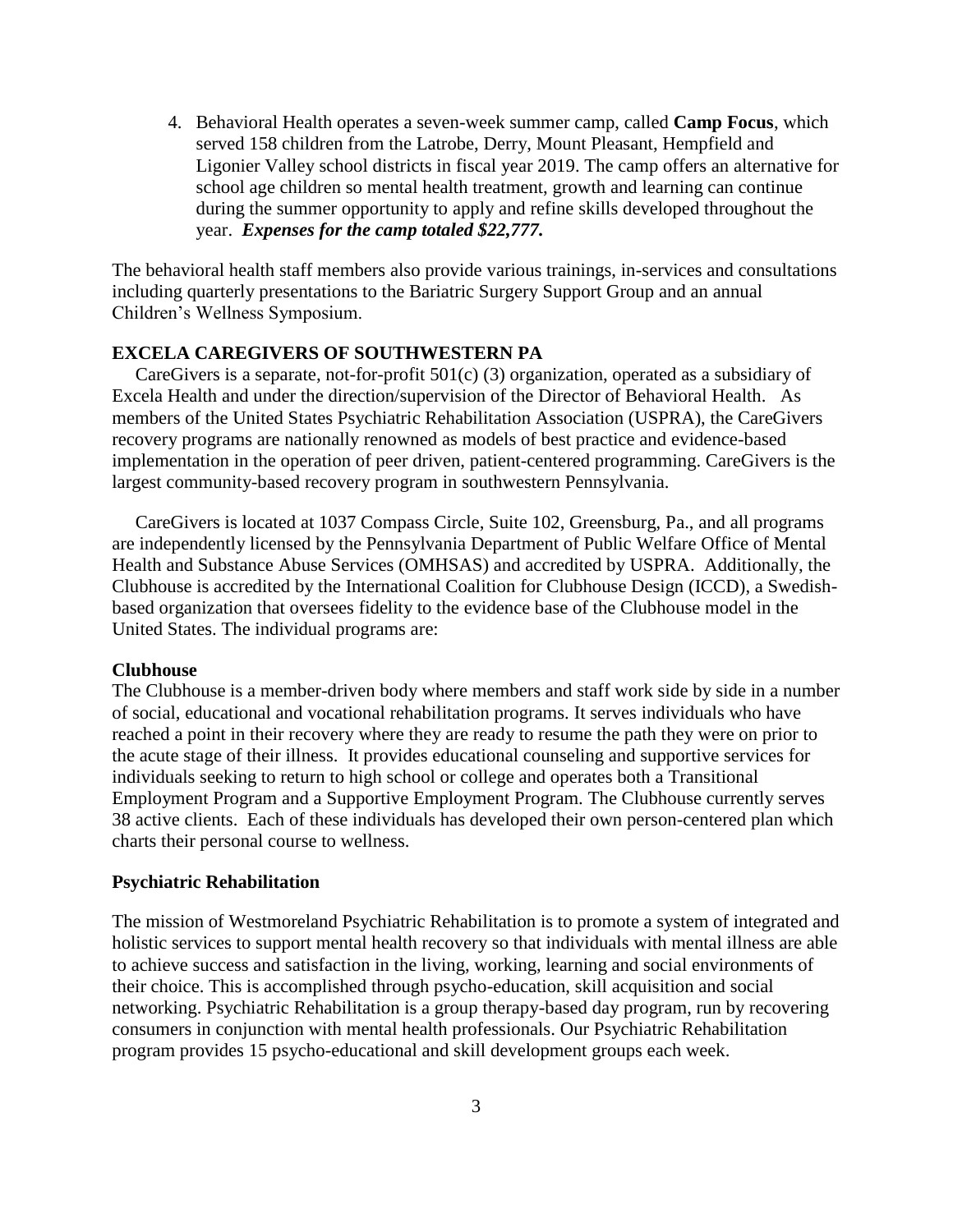4. Behavioral Health operates a seven-week summer camp, called **Camp Focus**, which served 158 children from the Latrobe, Derry, Mount Pleasant, Hempfield and Ligonier Valley school districts in fiscal year 2019. The camp offers an alternative for school age children so mental health treatment, growth and learning can continue during the summer opportunity to apply and refine skills developed throughout the year. ***Expenses for the camp totaled $22,777.***

The behavioral health staff members also provide various trainings, in-services and consultations including quarterly presentations to the Bariatric Surgery Support Group and an annual Children's Wellness Symposium.

**EXCELA CAREGIVERS OF SOUTHWESTERN PA**

CareGivers is a separate, not-for-profit 501(c) (3) organization, operated as a subsidiary of Excela Health and under the direction/supervision of the Director of Behavioral Health. As members of the United States Psychiatric Rehabilitation Association (USPRA), the CareGivers recovery programs are nationally renowned as models of best practice and evidence-based implementation in the operation of peer driven, patient-centered programming. CareGivers is the largest community-based recovery program in southwestern Pennsylvania.

CareGivers is located at 1037 Compass Circle, Suite 102, Greensburg, Pa., and all programs are independently licensed by the Pennsylvania Department of Public Welfare Office of Mental Health and Substance Abuse Services (OMHSAS) and accredited by USPRA. Additionally, the Clubhouse is accredited by the International Coalition for Clubhouse Design (ICCD), a Swedish-based organization that oversees fidelity to the evidence base of the Clubhouse model in the United States. The individual programs are:

**Clubhouse**

The Clubhouse is a member-driven body where members and staff work side by side in a number of social, educational and vocational rehabilitation programs. It serves individuals who have reached a point in their recovery where they are ready to resume the path they were on prior to the acute stage of their illness. It provides educational counseling and supportive services for individuals seeking to return to high school or college and operates both a Transitional Employment Program and a Supportive Employment Program. The Clubhouse currently serves 38 active clients. Each of these individuals has developed their own person-centered plan which charts their personal course to wellness.

**Psychiatric Rehabilitation**

The mission of Westmoreland Psychiatric Rehabilitation is to promote a system of integrated and holistic services to support mental health recovery so that individuals with mental illness are able to achieve success and satisfaction in the living, working, learning and social environments of their choice. This is accomplished through psycho-education, skill acquisition and social networking. Psychiatric Rehabilitation is a group therapy-based day program, run by recovering consumers in conjunction with mental health professionals. Our Psychiatric Rehabilitation program provides 15 psycho-educational and skill development groups each week.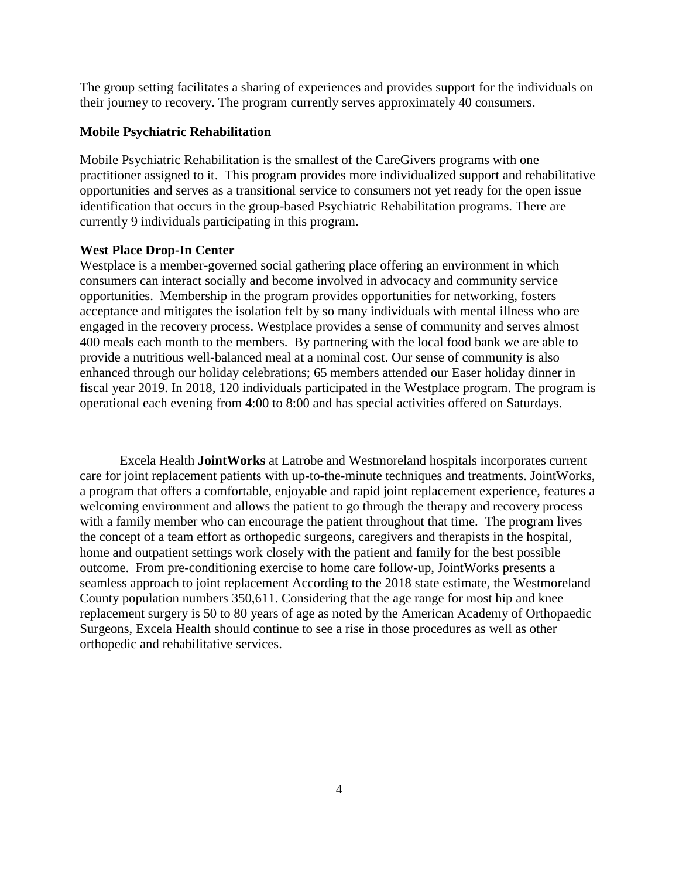The group setting facilitates a sharing of experiences and provides support for the individuals on their journey to recovery. The program currently serves approximately 40 consumers.

**Mobile Psychiatric Rehabilitation**

Mobile Psychiatric Rehabilitation is the smallest of the CareGivers programs with one practitioner assigned to it. This program provides more individualized support and rehabilitative opportunities and serves as a transitional service to consumers not yet ready for the open issue identification that occurs in the group-based Psychiatric Rehabilitation programs. There are currently 9 individuals participating in this program.

**West Place Drop-In Center**

Westplace is a member-governed social gathering place offering an environment in which consumers can interact socially and become involved in advocacy and community service opportunities. Membership in the program provides opportunities for networking, fosters acceptance and mitigates the isolation felt by so many individuals with mental illness who are engaged in the recovery process. Westplace provides a sense of community and serves almost 400 meals each month to the members. By partnering with the local food bank we are able to provide a nutritious well-balanced meal at a nominal cost. Our sense of community is also enhanced through our holiday celebrations; 65 members attended our Easer holiday dinner in fiscal year 2019. In 2018, 120 individuals participated in the Westplace program. The program is operational each evening from 4:00 to 8:00 and has special activities offered on Saturdays.

Excela Health **JointWorks** at Latrobe and Westmoreland hospitals incorporates current care for joint replacement patients with up-to-the-minute techniques and treatments. JointWorks, a program that offers a comfortable, enjoyable and rapid joint replacement experience, features a welcoming environment and allows the patient to go through the therapy and recovery process with a family member who can encourage the patient throughout that time. The program lives the concept of a team effort as orthopedic surgeons, caregivers and therapists in the hospital, home and outpatient settings work closely with the patient and family for the best possible outcome. From pre-conditioning exercise to home care follow-up, JointWorks presents a seamless approach to joint replacement According to the 2018 state estimate, the Westmoreland County population numbers 350,611. Considering that the age range for most hip and knee replacement surgery is 50 to 80 years of age as noted by the American Academy of Orthopaedic Surgeons, Excela Health should continue to see a rise in those procedures as well as other orthopedic and rehabilitative services.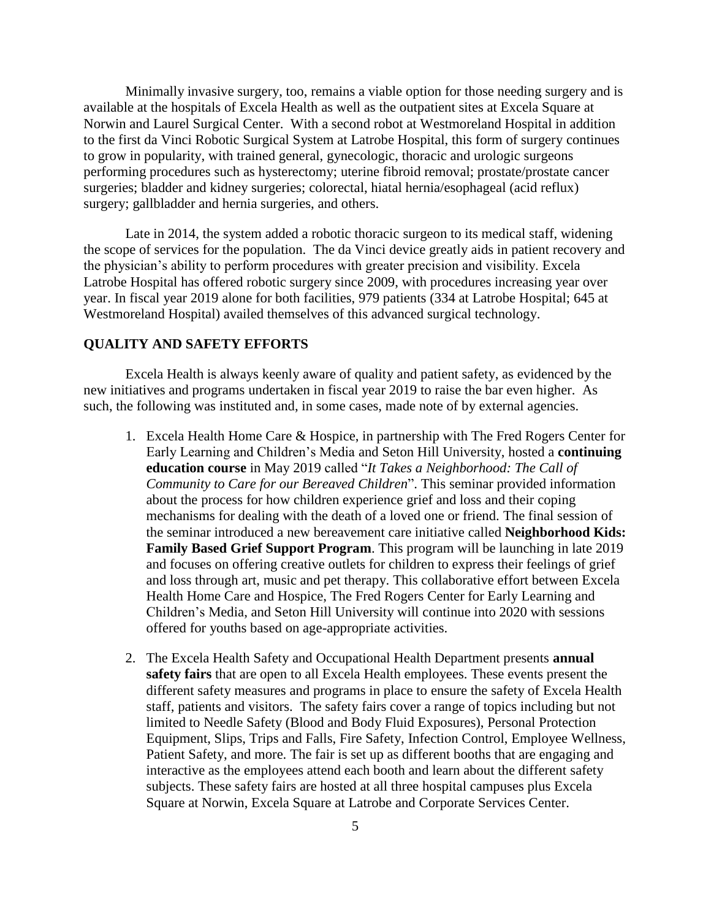Minimally invasive surgery, too, remains a viable option for those needing surgery and is available at the hospitals of Excela Health as well as the outpatient sites at Excela Square at Norwin and Laurel Surgical Center. With a second robot at Westmoreland Hospital in addition to the first da Vinci Robotic Surgical System at Latrobe Hospital, this form of surgery continues to grow in popularity, with trained general, gynecologic, thoracic and urologic surgeons performing procedures such as hysterectomy; uterine fibroid removal; prostate/prostate cancer surgeries; bladder and kidney surgeries; colorectal, hiatal hernia/esophageal (acid reflux) surgery; gallbladder and hernia surgeries, and others.

Late in 2014, the system added a robotic thoracic surgeon to its medical staff, widening the scope of services for the population. The da Vinci device greatly aids in patient recovery and the physician's ability to perform procedures with greater precision and visibility. Excela Latrobe Hospital has offered robotic surgery since 2009, with procedures increasing year over year. In fiscal year 2019 alone for both facilities, 979 patients (334 at Latrobe Hospital; 645 at Westmoreland Hospital) availed themselves of this advanced surgical technology.

## QUALITY AND SAFETY EFFORTS

Excela Health is always keenly aware of quality and patient safety, as evidenced by the new initiatives and programs undertaken in fiscal year 2019 to raise the bar even higher. As such, the following was instituted and, in some cases, made note of by external agencies.

1. Excela Health Home Care & Hospice, in partnership with The Fred Rogers Center for Early Learning and Children's Media and Seton Hill University, hosted a **continuing education course** in May 2019 called "*It Takes a Neighborhood: The Call of Community to Care for our Bereaved Children*". This seminar provided information about the process for how children experience grief and loss and their coping mechanisms for dealing with the death of a loved one or friend. The final session of the seminar introduced a new bereavement care initiative called **Neighborhood Kids: Family Based Grief Support Program**. This program will be launching in late 2019 and focuses on offering creative outlets for children to express their feelings of grief and loss through art, music and pet therapy. This collaborative effort between Excela Health Home Care and Hospice, The Fred Rogers Center for Early Learning and Children's Media, and Seton Hill University will continue into 2020 with sessions offered for youths based on age-appropriate activities.

2. The Excela Health Safety and Occupational Health Department presents **annual safety fairs** that are open to all Excela Health employees. These events present the different safety measures and programs in place to ensure the safety of Excela Health staff, patients and visitors. The safety fairs cover a range of topics including but not limited to Needle Safety (Blood and Body Fluid Exposures), Personal Protection Equipment, Slips, Trips and Falls, Fire Safety, Infection Control, Employee Wellness, Patient Safety, and more. The fair is set up as different booths that are engaging and interactive as the employees attend each booth and learn about the different safety subjects. These safety fairs are hosted at all three hospital campuses plus Excela Square at Norwin, Excela Square at Latrobe and Corporate Services Center.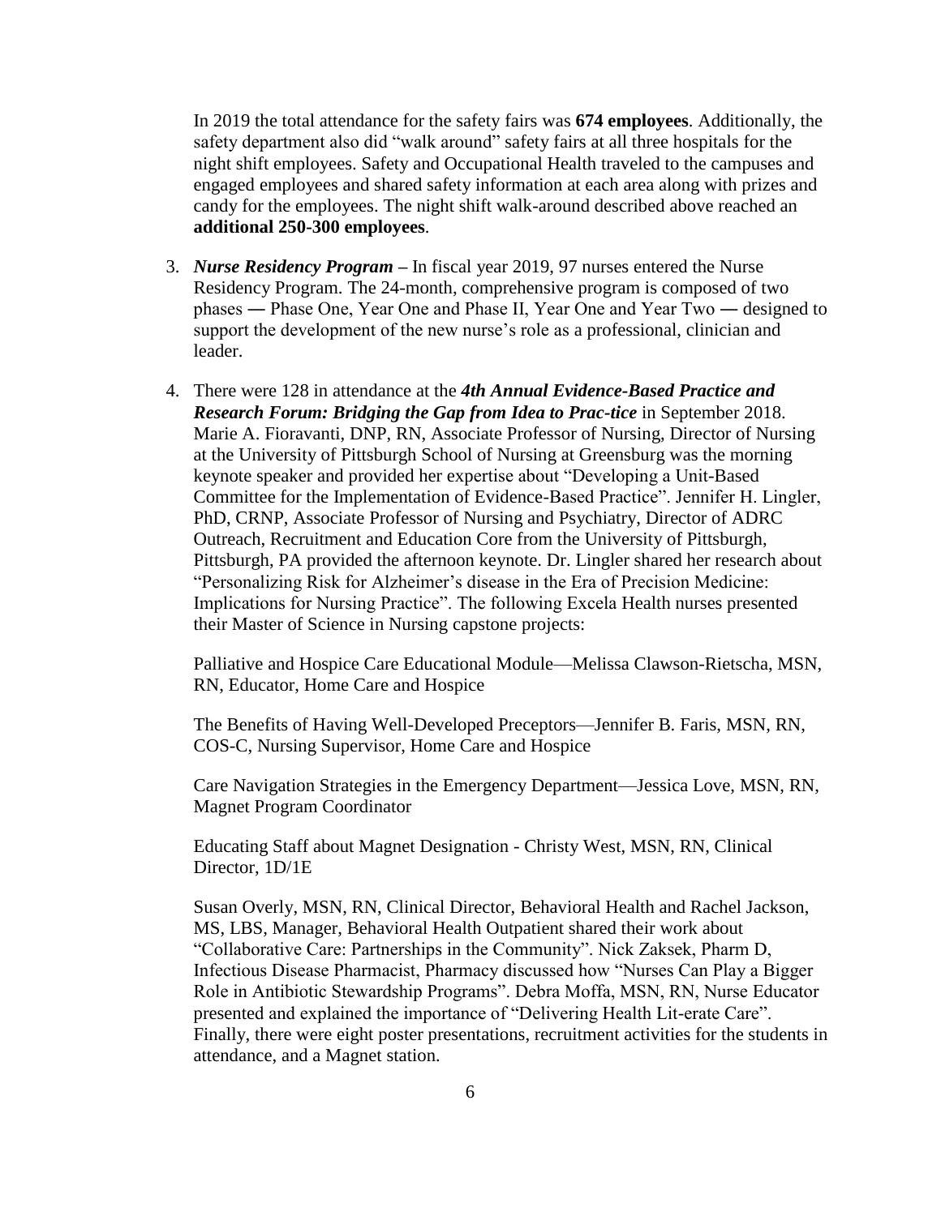In 2019 the total attendance for the safety fairs was **674 employees**. Additionally, the safety department also did "walk around" safety fairs at all three hospitals for the night shift employees. Safety and Occupational Health traveled to the campuses and engaged employees and shared safety information at each area along with prizes and candy for the employees. The night shift walk-around described above reached an **additional 250-300 employees**.

3. ***Nurse Residency Program*** – In fiscal year 2019, 97 nurses entered the Nurse Residency Program. The 24-month, comprehensive program is composed of two phases ― Phase One, Year One and Phase II, Year One and Year Two ― designed to support the development of the new nurse's role as a professional, clinician and leader.

4. There were 128 in attendance at the ***4th Annual Evidence-Based Practice and Research Forum: Bridging the Gap from Idea to Prac-tice*** in September 2018. Marie A. Fioravanti, DNP, RN, Associate Professor of Nursing, Director of Nursing at the University of Pittsburgh School of Nursing at Greensburg was the morning keynote speaker and provided her expertise about "Developing a Unit-Based Committee for the Implementation of Evidence-Based Practice". Jennifer H. Lingler, PhD, CRNP, Associate Professor of Nursing and Psychiatry, Director of ADRC Outreach, Recruitment and Education Core from the University of Pittsburgh, Pittsburgh, PA provided the afternoon keynote. Dr. Lingler shared her research about "Personalizing Risk for Alzheimer's disease in the Era of Precision Medicine: Implications for Nursing Practice". The following Excela Health nurses presented their Master of Science in Nursing capstone projects:

   Palliative and Hospice Care Educational Module—Melissa Clawson-Rietscha, MSN, RN, Educator, Home Care and Hospice

   The Benefits of Having Well-Developed Preceptors—Jennifer B. Faris, MSN, RN, COS-C, Nursing Supervisor, Home Care and Hospice

   Care Navigation Strategies in the Emergency Department—Jessica Love, MSN, RN, Magnet Program Coordinator

   Educating Staff about Magnet Designation - Christy West, MSN, RN, Clinical Director, 1D/1E

   Susan Overly, MSN, RN, Clinical Director, Behavioral Health and Rachel Jackson, MS, LBS, Manager, Behavioral Health Outpatient shared their work about "Collaborative Care: Partnerships in the Community". Nick Zaksek, Pharm D, Infectious Disease Pharmacist, Pharmacy discussed how "Nurses Can Play a Bigger Role in Antibiotic Stewardship Programs". Debra Moffa, MSN, RN, Nurse Educator presented and explained the importance of "Delivering Health Lit-erate Care". Finally, there were eight poster presentations, recruitment activities for the students in attendance, and a Magnet station.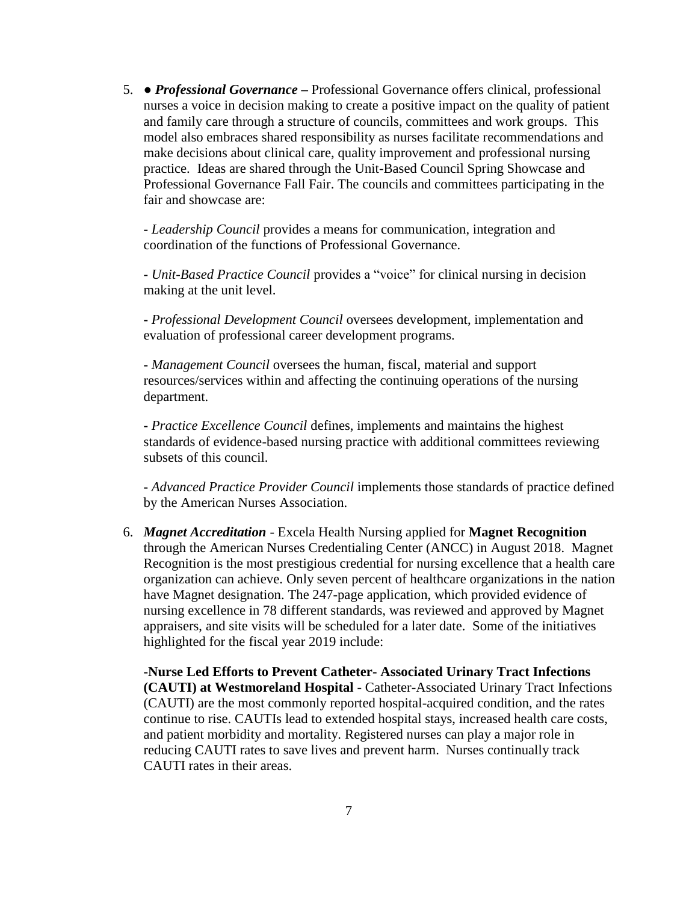5. ● ***Professional Governance*** **–** Professional Governance offers clinical, professional nurses a voice in decision making to create a positive impact on the quality of patient and family care through a structure of councils, committees and work groups. This model also embraces shared responsibility as nurses facilitate recommendations and make decisions about clinical care, quality improvement and professional nursing practice. Ideas are shared through the Unit-Based Council Spring Showcase and Professional Governance Fall Fair. The councils and committees participating in the fair and showcase are:

   - *Leadership Council* provides a means for communication, integration and coordination of the functions of Professional Governance.

   - *Unit-Based Practice Council* provides a "voice" for clinical nursing in decision making at the unit level.

   - *Professional Development Council* oversees development, implementation and evaluation of professional career development programs.

   - *Management Council* oversees the human, fiscal, material and support resources/services within and affecting the continuing operations of the nursing department.

   - *Practice Excellence Council* defines, implements and maintains the highest standards of evidence-based nursing practice with additional committees reviewing subsets of this council.

   - *Advanced Practice Provider Council* implements those standards of practice defined by the American Nurses Association.

6. ***Magnet Accreditation*** - Excela Health Nursing applied for **Magnet Recognition** through the American Nurses Credentialing Center (ANCC) in August 2018. Magnet Recognition is the most prestigious credential for nursing excellence that a health care organization can achieve. Only seven percent of healthcare organizations in the nation have Magnet designation. The 247-page application, which provided evidence of nursing excellence in 78 different standards, was reviewed and approved by Magnet appraisers, and site visits will be scheduled for a later date. Some of the initiatives highlighted for the fiscal year 2019 include:

   **-Nurse Led Efforts to Prevent Catheter- Associated Urinary Tract Infections (CAUTI) at Westmoreland Hospital** - Catheter-Associated Urinary Tract Infections (CAUTI) are the most commonly reported hospital-acquired condition, and the rates continue to rise. CAUTIs lead to extended hospital stays, increased health care costs, and patient morbidity and mortality. Registered nurses can play a major role in reducing CAUTI rates to save lives and prevent harm. Nurses continually track CAUTI rates in their areas.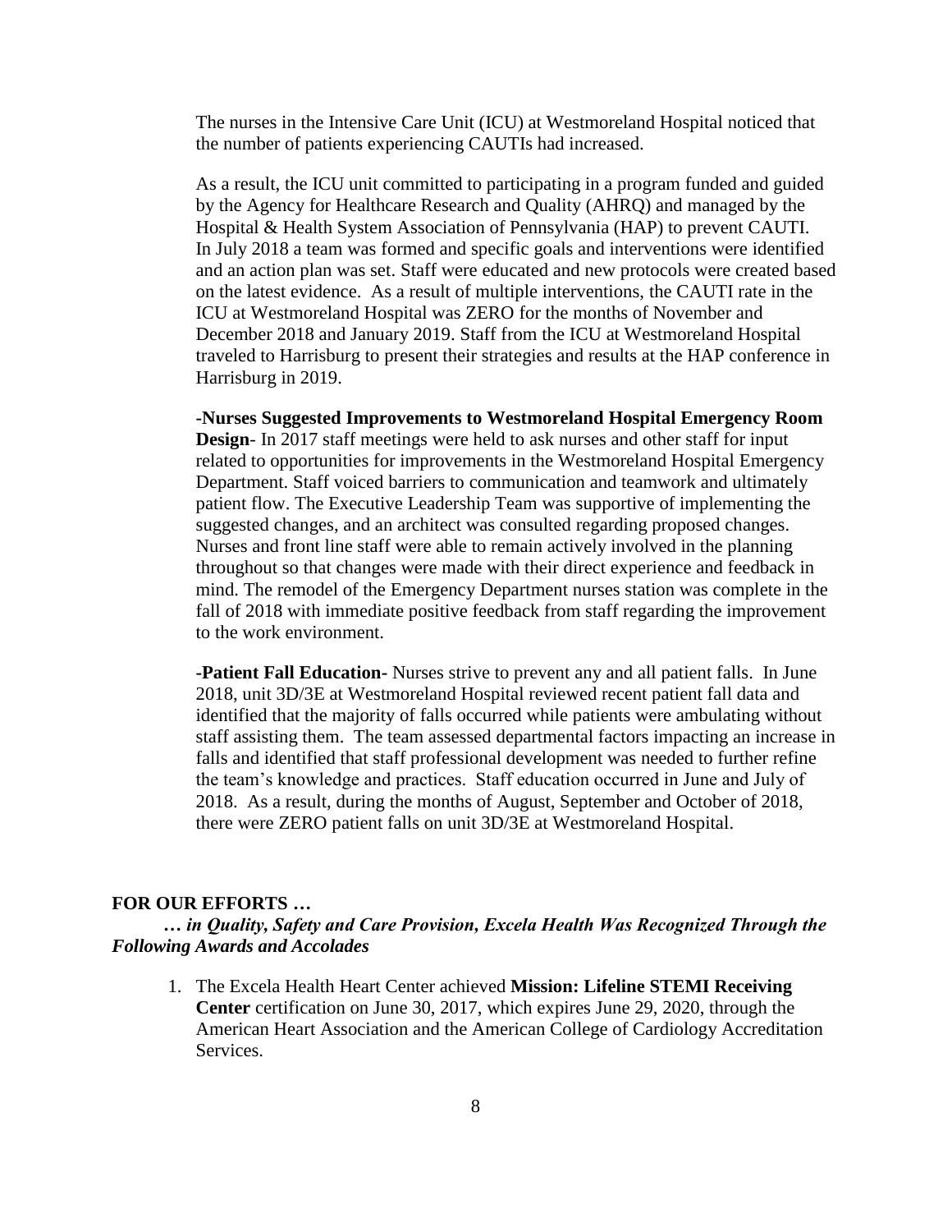The nurses in the Intensive Care Unit (ICU) at Westmoreland Hospital noticed that the number of patients experiencing CAUTIs had increased.

As a result, the ICU unit committed to participating in a program funded and guided by the Agency for Healthcare Research and Quality (AHRQ) and managed by the Hospital & Health System Association of Pennsylvania (HAP) to prevent CAUTI. In July 2018 a team was formed and specific goals and interventions were identified and an action plan was set. Staff were educated and new protocols were created based on the latest evidence. As a result of multiple interventions, the CAUTI rate in the ICU at Westmoreland Hospital was ZERO for the months of November and December 2018 and January 2019. Staff from the ICU at Westmoreland Hospital traveled to Harrisburg to present their strategies and results at the HAP conference in Harrisburg in 2019.

**-Nurses Suggested Improvements to Westmoreland Hospital Emergency Room Design**- In 2017 staff meetings were held to ask nurses and other staff for input related to opportunities for improvements in the Westmoreland Hospital Emergency Department. Staff voiced barriers to communication and teamwork and ultimately patient flow. The Executive Leadership Team was supportive of implementing the suggested changes, and an architect was consulted regarding proposed changes. Nurses and front line staff were able to remain actively involved in the planning throughout so that changes were made with their direct experience and feedback in mind. The remodel of the Emergency Department nurses station was complete in the fall of 2018 with immediate positive feedback from staff regarding the improvement to the work environment.

**-Patient Fall Education-** Nurses strive to prevent any and all patient falls. In June 2018, unit 3D/3E at Westmoreland Hospital reviewed recent patient fall data and identified that the majority of falls occurred while patients were ambulating without staff assisting them. The team assessed departmental factors impacting an increase in falls and identified that staff professional development was needed to further refine the team's knowledge and practices. Staff education occurred in June and July of 2018. As a result, during the months of August, September and October of 2018, there were ZERO patient falls on unit 3D/3E at Westmoreland Hospital.

**FOR OUR EFFORTS …**

***… in Quality, Safety and Care Provision, Excela Health Was Recognized Through the Following Awards and Accolades***

1. The Excela Health Heart Center achieved **Mission: Lifeline STEMI Receiving Center** certification on June 30, 2017, which expires June 29, 2020, through the American Heart Association and the American College of Cardiology Accreditation Services.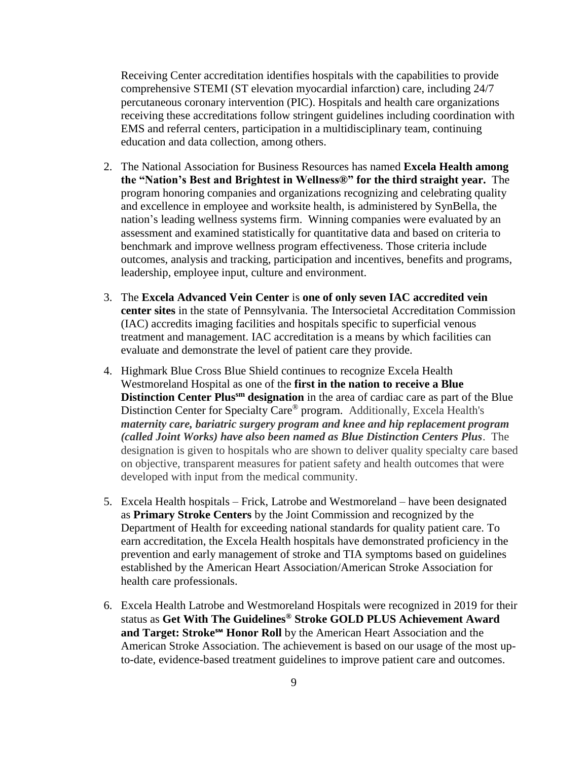Receiving Center accreditation identifies hospitals with the capabilities to provide comprehensive STEMI (ST elevation myocardial infarction) care, including 24/7 percutaneous coronary intervention (PIC). Hospitals and health care organizations receiving these accreditations follow stringent guidelines including coordination with EMS and referral centers, participation in a multidisciplinary team, continuing education and data collection, among others.

2. The National Association for Business Resources has named **Excela Health among the "Nation's Best and Brightest in Wellness®" for the third straight year.** The program honoring companies and organizations recognizing and celebrating quality and excellence in employee and worksite health, is administered by SynBella, the nation's leading wellness systems firm. Winning companies were evaluated by an assessment and examined statistically for quantitative data and based on criteria to benchmark and improve wellness program effectiveness. Those criteria include outcomes, analysis and tracking, participation and incentives, benefits and programs, leadership, employee input, culture and environment.

3. The **Excela Advanced Vein Center** is **one of only seven IAC accredited vein center sites** in the state of Pennsylvania. The Intersocietal Accreditation Commission (IAC) accredits imaging facilities and hospitals specific to superficial venous treatment and management. IAC accreditation is a means by which facilities can evaluate and demonstrate the level of patient care they provide.

4. Highmark Blue Cross Blue Shield continues to recognize Excela Health Westmoreland Hospital as one of the **first in the nation to receive a Blue Distinction Center Plus℠ designation** in the area of cardiac care as part of the Blue Distinction Center for Specialty Care® program. Additionally, Excela Health's ***maternity care, bariatric surgery program and knee and hip replacement program (called Joint Works) have also been named as Blue Distinction Centers Plus***. The designation is given to hospitals who are shown to deliver quality specialty care based on objective, transparent measures for patient safety and health outcomes that were developed with input from the medical community.

5. Excela Health hospitals – Frick, Latrobe and Westmoreland – have been designated as **Primary Stroke Centers** by the Joint Commission and recognized by the Department of Health for exceeding national standards for quality patient care. To earn accreditation, the Excela Health hospitals have demonstrated proficiency in the prevention and early management of stroke and TIA symptoms based on guidelines established by the American Heart Association/American Stroke Association for health care professionals.

6. Excela Health Latrobe and Westmoreland Hospitals were recognized in 2019 for their status as **Get With The Guidelines® Stroke GOLD PLUS Achievement Award and Target: Stroke℠ Honor Roll** by the American Heart Association and the American Stroke Association. The achievement is based on our usage of the most up-to-date, evidence-based treatment guidelines to improve patient care and outcomes.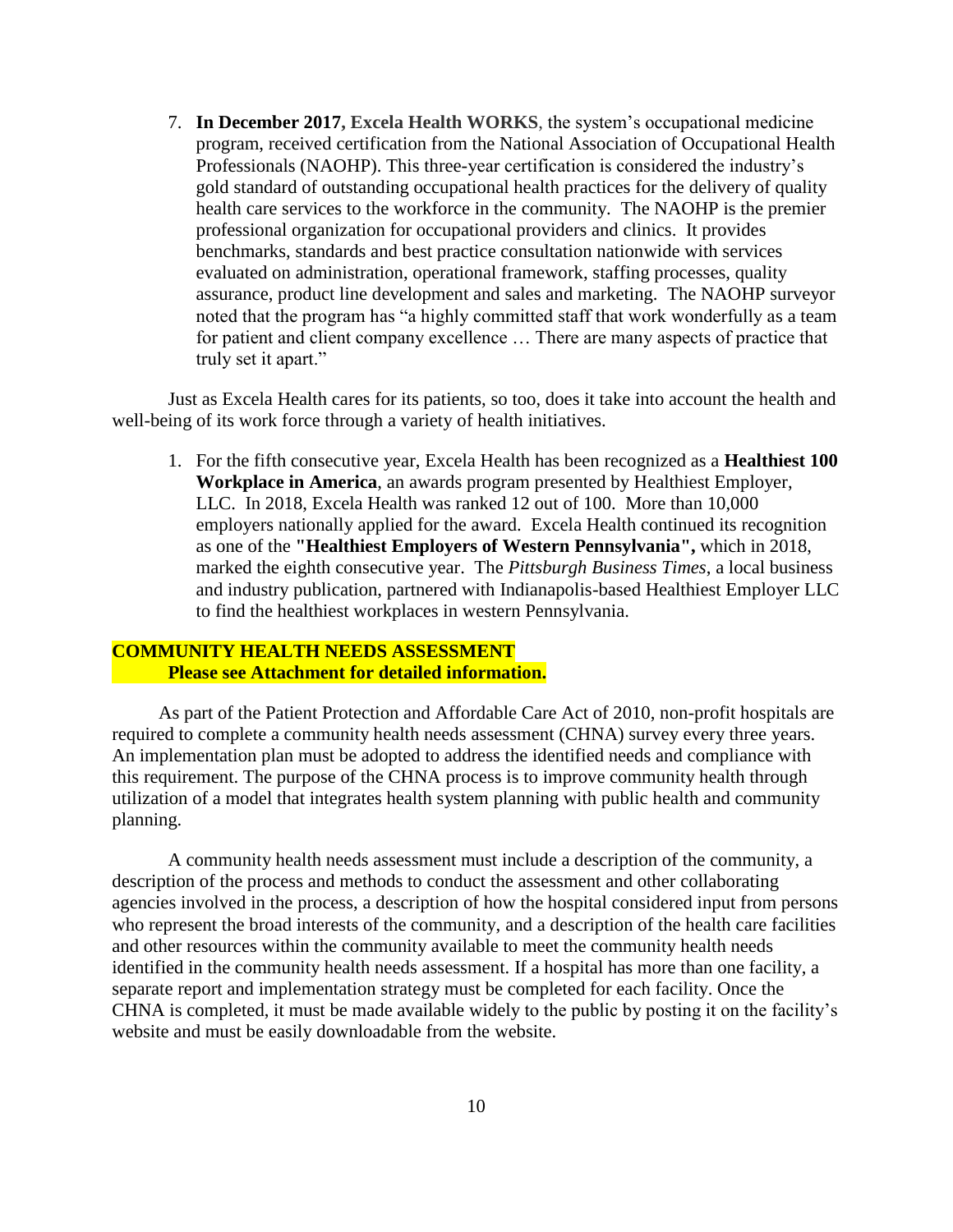7. **In December 2017, Excela Health WORKS**, the system's occupational medicine program, received certification from the National Association of Occupational Health Professionals (NAOHP). This three-year certification is considered the industry's gold standard of outstanding occupational health practices for the delivery of quality health care services to the workforce in the community. The NAOHP is the premier professional organization for occupational providers and clinics. It provides benchmarks, standards and best practice consultation nationwide with services evaluated on administration, operational framework, staffing processes, quality assurance, product line development and sales and marketing. The NAOHP surveyor noted that the program has "a highly committed staff that work wonderfully as a team for patient and client company excellence … There are many aspects of practice that truly set it apart."

Just as Excela Health cares for its patients, so too, does it take into account the health and well-being of its work force through a variety of health initiatives.

1. For the fifth consecutive year, Excela Health has been recognized as a **Healthiest 100 Workplace in America**, an awards program presented by Healthiest Employer, LLC. In 2018, Excela Health was ranked 12 out of 100. More than 10,000 employers nationally applied for the award. Excela Health continued its recognition as one of the **"Healthiest Employers of Western Pennsylvania",** which in 2018, marked the eighth consecutive year. The *Pittsburgh Business Times*, a local business and industry publication, partnered with Indianapolis-based Healthiest Employer LLC to find the healthiest workplaces in western Pennsylvania.

**COMMUNITY HEALTH NEEDS ASSESSMENT**
**Please see Attachment for detailed information.**

As part of the Patient Protection and Affordable Care Act of 2010, non-profit hospitals are required to complete a community health needs assessment (CHNA) survey every three years. An implementation plan must be adopted to address the identified needs and compliance with this requirement. The purpose of the CHNA process is to improve community health through utilization of a model that integrates health system planning with public health and community planning.

A community health needs assessment must include a description of the community, a description of the process and methods to conduct the assessment and other collaborating agencies involved in the process, a description of how the hospital considered input from persons who represent the broad interests of the community, and a description of the health care facilities and other resources within the community available to meet the community health needs identified in the community health needs assessment. If a hospital has more than one facility, a separate report and implementation strategy must be completed for each facility. Once the CHNA is completed, it must be made available widely to the public by posting it on the facility's website and must be easily downloadable from the website.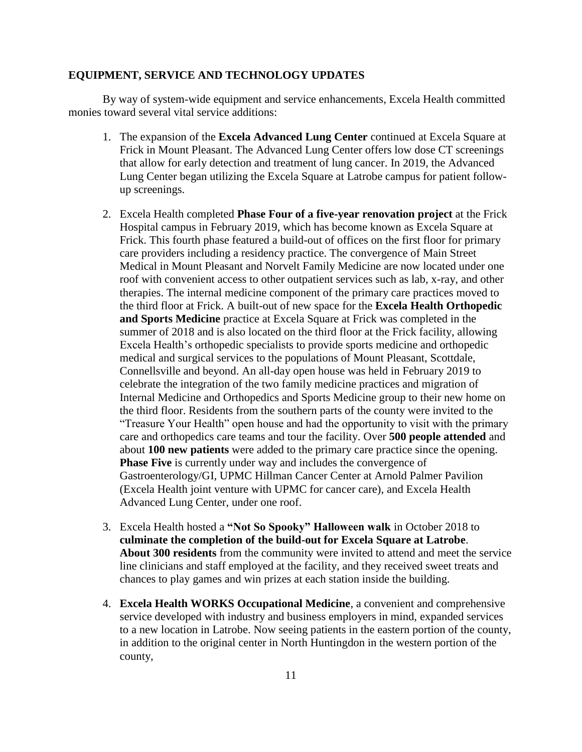## EQUIPMENT, SERVICE AND TECHNOLOGY UPDATES

By way of system-wide equipment and service enhancements, Excela Health committed monies toward several vital service additions:

1. The expansion of the **Excela Advanced Lung Center** continued at Excela Square at Frick in Mount Pleasant. The Advanced Lung Center offers low dose CT screenings that allow for early detection and treatment of lung cancer. In 2019, the Advanced Lung Center began utilizing the Excela Square at Latrobe campus for patient follow-up screenings.

2. Excela Health completed **Phase Four of a five-year renovation project** at the Frick Hospital campus in February 2019, which has become known as Excela Square at Frick. This fourth phase featured a build-out of offices on the first floor for primary care providers including a residency practice. The convergence of Main Street Medical in Mount Pleasant and Norvelt Family Medicine are now located under one roof with convenient access to other outpatient services such as lab, x-ray, and other therapies. The internal medicine component of the primary care practices moved to the third floor at Frick. A built-out of new space for the **Excela Health Orthopedic and Sports Medicine** practice at Excela Square at Frick was completed in the summer of 2018 and is also located on the third floor at the Frick facility, allowing Excela Health's orthopedic specialists to provide sports medicine and orthopedic medical and surgical services to the populations of Mount Pleasant, Scottdale, Connellsville and beyond. An all-day open house was held in February 2019 to celebrate the integration of the two family medicine practices and migration of Internal Medicine and Orthopedics and Sports Medicine group to their new home on the third floor. Residents from the southern parts of the county were invited to the "Treasure Your Health" open house and had the opportunity to visit with the primary care and orthopedics care teams and tour the facility. Over **500 people attended** and about **100 new patients** were added to the primary care practice since the opening. **Phase Five** is currently under way and includes the convergence of Gastroenterology/GI, UPMC Hillman Cancer Center at Arnold Palmer Pavilion (Excela Health joint venture with UPMC for cancer care), and Excela Health Advanced Lung Center, under one roof.

3. Excela Health hosted a **"Not So Spooky" Halloween walk** in October 2018 to **culminate the completion of the build-out for Excela Square at Latrobe**. **About 300 residents** from the community were invited to attend and meet the service line clinicians and staff employed at the facility, and they received sweet treats and chances to play games and win prizes at each station inside the building.

4. **Excela Health WORKS Occupational Medicine**, a convenient and comprehensive service developed with industry and business employers in mind, expanded services to a new location in Latrobe. Now seeing patients in the eastern portion of the county, in addition to the original center in North Huntingdon in the western portion of the county,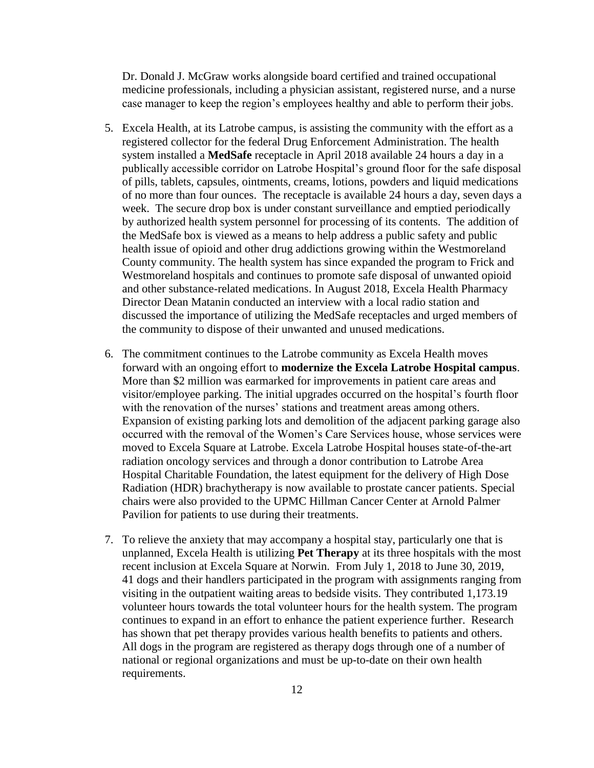Dr. Donald J. McGraw works alongside board certified and trained occupational medicine professionals, including a physician assistant, registered nurse, and a nurse case manager to keep the region's employees healthy and able to perform their jobs.

5. Excela Health, at its Latrobe campus, is assisting the community with the effort as a registered collector for the federal Drug Enforcement Administration. The health system installed a **MedSafe** receptacle in April 2018 available 24 hours a day in a publically accessible corridor on Latrobe Hospital's ground floor for the safe disposal of pills, tablets, capsules, ointments, creams, lotions, powders and liquid medications of no more than four ounces. The receptacle is available 24 hours a day, seven days a week. The secure drop box is under constant surveillance and emptied periodically by authorized health system personnel for processing of its contents. The addition of the MedSafe box is viewed as a means to help address a public safety and public health issue of opioid and other drug addictions growing within the Westmoreland County community. The health system has since expanded the program to Frick and Westmoreland hospitals and continues to promote safe disposal of unwanted opioid and other substance-related medications. In August 2018, Excela Health Pharmacy Director Dean Matanin conducted an interview with a local radio station and discussed the importance of utilizing the MedSafe receptacles and urged members of the community to dispose of their unwanted and unused medications.

6. The commitment continues to the Latrobe community as Excela Health moves forward with an ongoing effort to **modernize the Excela Latrobe Hospital campus**. More than $2 million was earmarked for improvements in patient care areas and visitor/employee parking. The initial upgrades occurred on the hospital's fourth floor with the renovation of the nurses' stations and treatment areas among others. Expansion of existing parking lots and demolition of the adjacent parking garage also occurred with the removal of the Women's Care Services house, whose services were moved to Excela Square at Latrobe. Excela Latrobe Hospital houses state-of-the-art radiation oncology services and through a donor contribution to Latrobe Area Hospital Charitable Foundation, the latest equipment for the delivery of High Dose Radiation (HDR) brachytherapy is now available to prostate cancer patients. Special chairs were also provided to the UPMC Hillman Cancer Center at Arnold Palmer Pavilion for patients to use during their treatments.

7. To relieve the anxiety that may accompany a hospital stay, particularly one that is unplanned, Excela Health is utilizing **Pet Therapy** at its three hospitals with the most recent inclusion at Excela Square at Norwin. From July 1, 2018 to June 30, 2019, 41 dogs and their handlers participated in the program with assignments ranging from visiting in the outpatient waiting areas to bedside visits. They contributed 1,173.19 volunteer hours towards the total volunteer hours for the health system. The program continues to expand in an effort to enhance the patient experience further. Research has shown that pet therapy provides various health benefits to patients and others. All dogs in the program are registered as therapy dogs through one of a number of national or regional organizations and must be up-to-date on their own health requirements.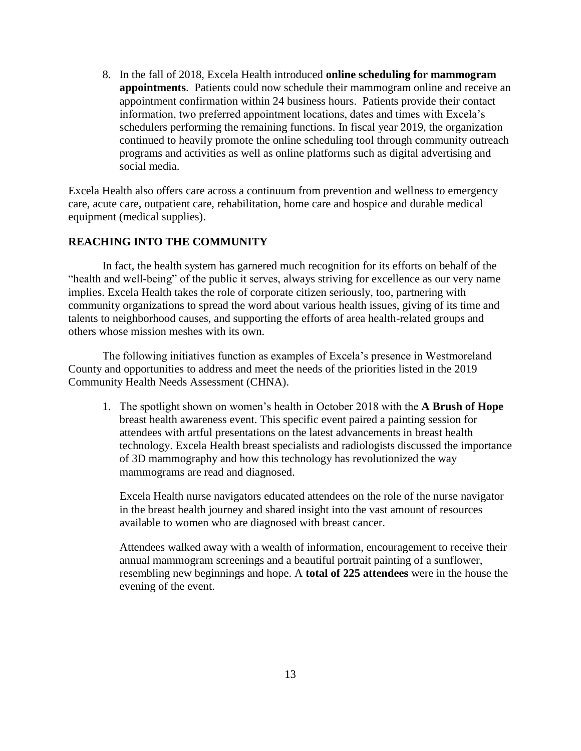8. In the fall of 2018, Excela Health introduced **online scheduling for mammogram appointments**. Patients could now schedule their mammogram online and receive an appointment confirmation within 24 business hours. Patients provide their contact information, two preferred appointment locations, dates and times with Excela's schedulers performing the remaining functions. In fiscal year 2019, the organization continued to heavily promote the online scheduling tool through community outreach programs and activities as well as online platforms such as digital advertising and social media.

Excela Health also offers care across a continuum from prevention and wellness to emergency care, acute care, outpatient care, rehabilitation, home care and hospice and durable medical equipment (medical supplies).

## REACHING INTO THE COMMUNITY

In fact, the health system has garnered much recognition for its efforts on behalf of the "health and well-being" of the public it serves, always striving for excellence as our very name implies. Excela Health takes the role of corporate citizen seriously, too, partnering with community organizations to spread the word about various health issues, giving of its time and talents to neighborhood causes, and supporting the efforts of area health-related groups and others whose mission meshes with its own.

The following initiatives function as examples of Excela's presence in Westmoreland County and opportunities to address and meet the needs of the priorities listed in the 2019 Community Health Needs Assessment (CHNA).

1. The spotlight shown on women's health in October 2018 with the **A Brush of Hope** breast health awareness event. This specific event paired a painting session for attendees with artful presentations on the latest advancements in breast health technology. Excela Health breast specialists and radiologists discussed the importance of 3D mammography and how this technology has revolutionized the way mammograms are read and diagnosed.

   Excela Health nurse navigators educated attendees on the role of the nurse navigator in the breast health journey and shared insight into the vast amount of resources available to women who are diagnosed with breast cancer.

   Attendees walked away with a wealth of information, encouragement to receive their annual mammogram screenings and a beautiful portrait painting of a sunflower, resembling new beginnings and hope. A **total of 225 attendees** were in the house the evening of the event.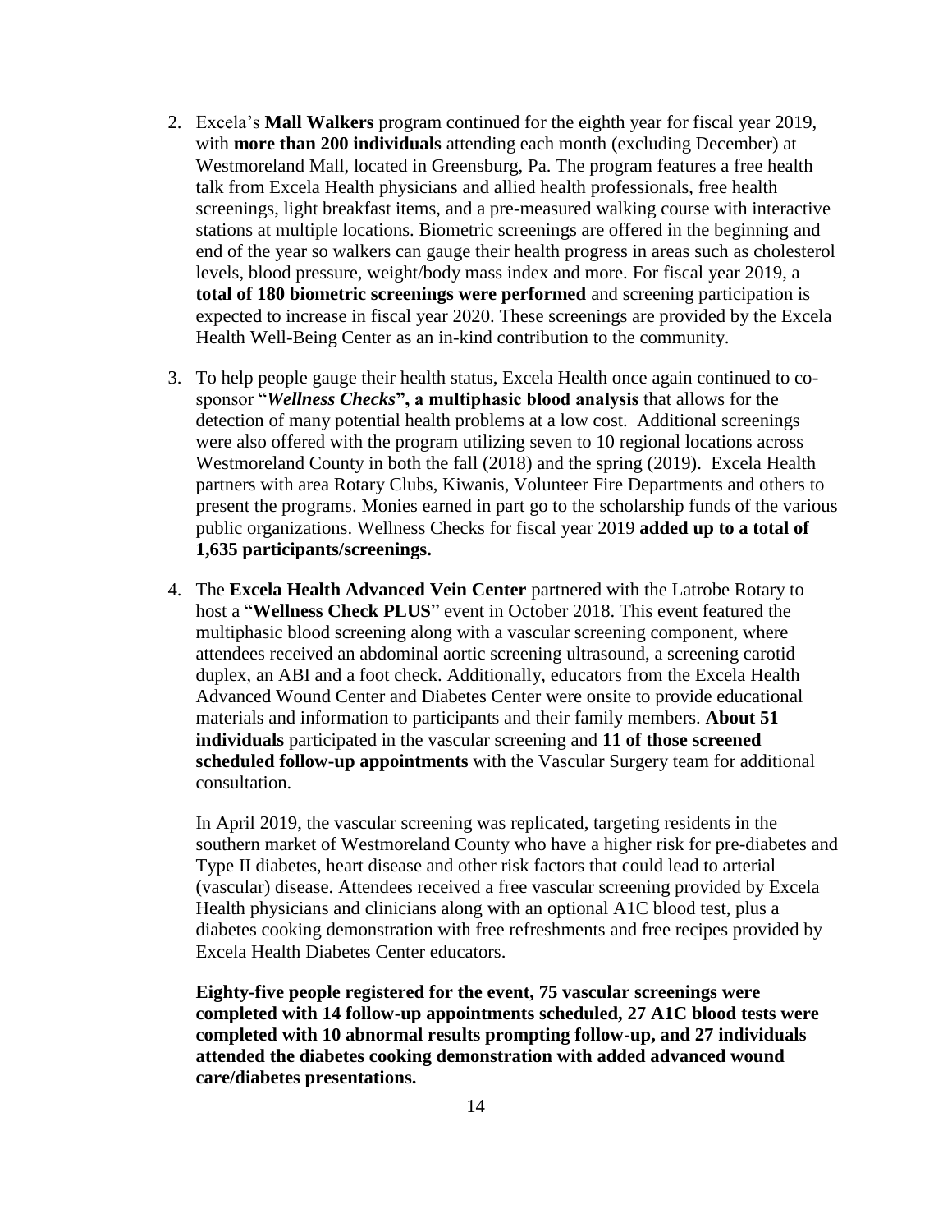2. Excela's **Mall Walkers** program continued for the eighth year for fiscal year 2019, with **more than 200 individuals** attending each month (excluding December) at Westmoreland Mall, located in Greensburg, Pa. The program features a free health talk from Excela Health physicians and allied health professionals, free health screenings, light breakfast items, and a pre-measured walking course with interactive stations at multiple locations. Biometric screenings are offered in the beginning and end of the year so walkers can gauge their health progress in areas such as cholesterol levels, blood pressure, weight/body mass index and more. For fiscal year 2019, a **total of 180 biometric screenings were performed** and screening participation is expected to increase in fiscal year 2020. These screenings are provided by the Excela Health Well-Being Center as an in-kind contribution to the community.

3. To help people gauge their health status, Excela Health once again continued to co-sponsor "***Wellness Checks*", a multiphasic blood analysis** that allows for the detection of many potential health problems at a low cost. Additional screenings were also offered with the program utilizing seven to 10 regional locations across Westmoreland County in both the fall (2018) and the spring (2019). Excela Health partners with area Rotary Clubs, Kiwanis, Volunteer Fire Departments and others to present the programs. Monies earned in part go to the scholarship funds of the various public organizations. Wellness Checks for fiscal year 2019 **added up to a total of 1,635 participants/screenings.**

4. The **Excela Health Advanced Vein Center** partnered with the Latrobe Rotary to host a "**Wellness Check PLUS**" event in October 2018. This event featured the multiphasic blood screening along with a vascular screening component, where attendees received an abdominal aortic screening ultrasound, a screening carotid duplex, an ABI and a foot check. Additionally, educators from the Excela Health Advanced Wound Center and Diabetes Center were onsite to provide educational materials and information to participants and their family members. **About 51 individuals** participated in the vascular screening and **11 of those screened scheduled follow-up appointments** with the Vascular Surgery team for additional consultation.

   In April 2019, the vascular screening was replicated, targeting residents in the southern market of Westmoreland County who have a higher risk for pre-diabetes and Type II diabetes, heart disease and other risk factors that could lead to arterial (vascular) disease. Attendees received a free vascular screening provided by Excela Health physicians and clinicians along with an optional A1C blood test, plus a diabetes cooking demonstration with free refreshments and free recipes provided by Excela Health Diabetes Center educators.

   **Eighty-five people registered for the event, 75 vascular screenings were completed with 14 follow-up appointments scheduled, 27 A1C blood tests were completed with 10 abnormal results prompting follow-up, and 27 individuals attended the diabetes cooking demonstration with added advanced wound care/diabetes presentations.**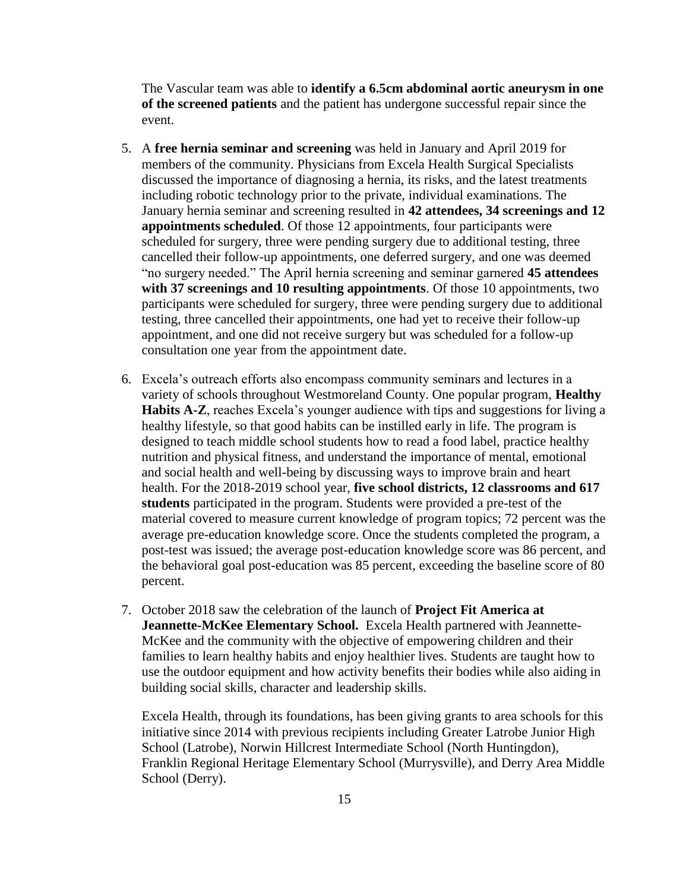The Vascular team was able to **identify a 6.5cm abdominal aortic aneurysm in one of the screened patients** and the patient has undergone successful repair since the event.

5. A **free hernia seminar and screening** was held in January and April 2019 for members of the community. Physicians from Excela Health Surgical Specialists discussed the importance of diagnosing a hernia, its risks, and the latest treatments including robotic technology prior to the private, individual examinations. The January hernia seminar and screening resulted in **42 attendees, 34 screenings and 12 appointments scheduled**. Of those 12 appointments, four participants were scheduled for surgery, three were pending surgery due to additional testing, three cancelled their follow-up appointments, one deferred surgery, and one was deemed "no surgery needed." The April hernia screening and seminar garnered **45 attendees with 37 screenings and 10 resulting appointments**. Of those 10 appointments, two participants were scheduled for surgery, three were pending surgery due to additional testing, three cancelled their appointments, one had yet to receive their follow-up appointment, and one did not receive surgery but was scheduled for a follow-up consultation one year from the appointment date.

6. Excela's outreach efforts also encompass community seminars and lectures in a variety of schools throughout Westmoreland County. One popular program, **Healthy Habits A-Z**, reaches Excela's younger audience with tips and suggestions for living a healthy lifestyle, so that good habits can be instilled early in life. The program is designed to teach middle school students how to read a food label, practice healthy nutrition and physical fitness, and understand the importance of mental, emotional and social health and well-being by discussing ways to improve brain and heart health. For the 2018-2019 school year, **five school districts, 12 classrooms and 617 students** participated in the program. Students were provided a pre-test of the material covered to measure current knowledge of program topics; 72 percent was the average pre-education knowledge score. Once the students completed the program, a post-test was issued; the average post-education knowledge score was 86 percent, and the behavioral goal post-education was 85 percent, exceeding the baseline score of 80 percent.

7. October 2018 saw the celebration of the launch of **Project Fit America at Jeannette-McKee Elementary School.** Excela Health partnered with Jeannette-McKee and the community with the objective of empowering children and their families to learn healthy habits and enjoy healthier lives. Students are taught how to use the outdoor equipment and how activity benefits their bodies while also aiding in building social skills, character and leadership skills.

   Excela Health, through its foundations, has been giving grants to area schools for this initiative since 2014 with previous recipients including Greater Latrobe Junior High School (Latrobe), Norwin Hillcrest Intermediate School (North Huntingdon), Franklin Regional Heritage Elementary School (Murrysville), and Derry Area Middle School (Derry).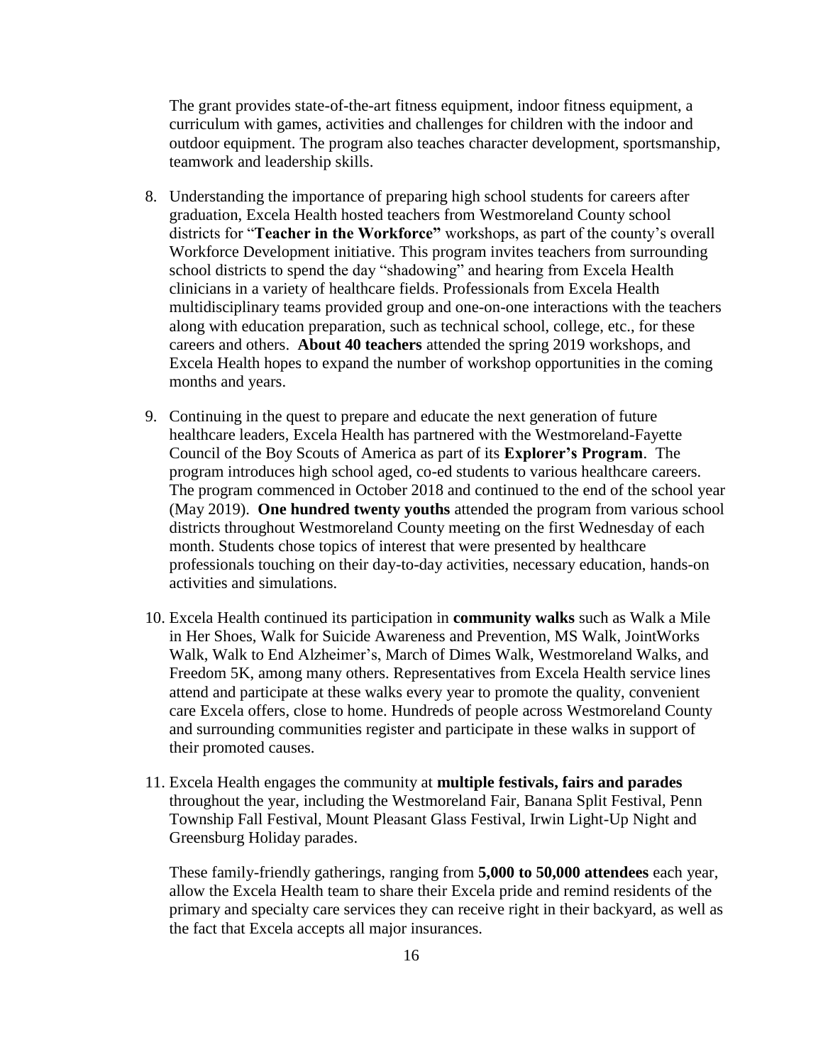The grant provides state-of-the-art fitness equipment, indoor fitness equipment, a curriculum with games, activities and challenges for children with the indoor and outdoor equipment. The program also teaches character development, sportsmanship, teamwork and leadership skills.

8. Understanding the importance of preparing high school students for careers after graduation, Excela Health hosted teachers from Westmoreland County school districts for "**Teacher in the Workforce"** workshops, as part of the county's overall Workforce Development initiative. This program invites teachers from surrounding school districts to spend the day "shadowing" and hearing from Excela Health clinicians in a variety of healthcare fields. Professionals from Excela Health multidisciplinary teams provided group and one-on-one interactions with the teachers along with education preparation, such as technical school, college, etc., for these careers and others. **About 40 teachers** attended the spring 2019 workshops, and Excela Health hopes to expand the number of workshop opportunities in the coming months and years.

9. Continuing in the quest to prepare and educate the next generation of future healthcare leaders, Excela Health has partnered with the Westmoreland-Fayette Council of the Boy Scouts of America as part of its **Explorer's Program**. The program introduces high school aged, co-ed students to various healthcare careers. The program commenced in October 2018 and continued to the end of the school year (May 2019). **One hundred twenty youths** attended the program from various school districts throughout Westmoreland County meeting on the first Wednesday of each month. Students chose topics of interest that were presented by healthcare professionals touching on their day-to-day activities, necessary education, hands-on activities and simulations.

10. Excela Health continued its participation in **community walks** such as Walk a Mile in Her Shoes, Walk for Suicide Awareness and Prevention, MS Walk, JointWorks Walk, Walk to End Alzheimer's, March of Dimes Walk, Westmoreland Walks, and Freedom 5K, among many others. Representatives from Excela Health service lines attend and participate at these walks every year to promote the quality, convenient care Excela offers, close to home. Hundreds of people across Westmoreland County and surrounding communities register and participate in these walks in support of their promoted causes.

11. Excela Health engages the community at **multiple festivals, fairs and parades** throughout the year, including the Westmoreland Fair, Banana Split Festival, Penn Township Fall Festival, Mount Pleasant Glass Festival, Irwin Light-Up Night and Greensburg Holiday parades.

    These family-friendly gatherings, ranging from **5,000 to 50,000 attendees** each year, allow the Excela Health team to share their Excela pride and remind residents of the primary and specialty care services they can receive right in their backyard, as well as the fact that Excela accepts all major insurances.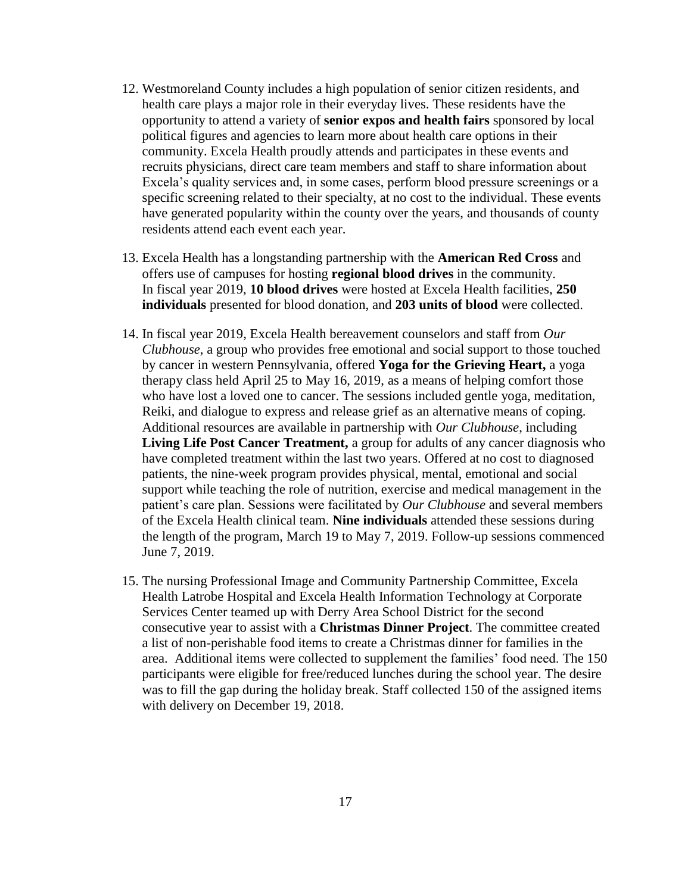12. Westmoreland County includes a high population of senior citizen residents, and health care plays a major role in their everyday lives. These residents have the opportunity to attend a variety of **senior expos and health fairs** sponsored by local political figures and agencies to learn more about health care options in their community. Excela Health proudly attends and participates in these events and recruits physicians, direct care team members and staff to share information about Excela's quality services and, in some cases, perform blood pressure screenings or a specific screening related to their specialty, at no cost to the individual. These events have generated popularity within the county over the years, and thousands of county residents attend each event each year.

13. Excela Health has a longstanding partnership with the **American Red Cross** and offers use of campuses for hosting **regional blood drives** in the community. In fiscal year 2019, **10 blood drives** were hosted at Excela Health facilities, **250 individuals** presented for blood donation, and **203 units of blood** were collected.

14. In fiscal year 2019, Excela Health bereavement counselors and staff from *Our Clubhouse*, a group who provides free emotional and social support to those touched by cancer in western Pennsylvania, offered **Yoga for the Grieving Heart,** a yoga therapy class held April 25 to May 16, 2019, as a means of helping comfort those who have lost a loved one to cancer. The sessions included gentle yoga, meditation, Reiki, and dialogue to express and release grief as an alternative means of coping. Additional resources are available in partnership with *Our Clubhouse*, including **Living Life Post Cancer Treatment,** a group for adults of any cancer diagnosis who have completed treatment within the last two years. Offered at no cost to diagnosed patients, the nine-week program provides physical, mental, emotional and social support while teaching the role of nutrition, exercise and medical management in the patient's care plan. Sessions were facilitated by *Our Clubhouse* and several members of the Excela Health clinical team. **Nine individuals** attended these sessions during the length of the program, March 19 to May 7, 2019. Follow-up sessions commenced June 7, 2019.

15. The nursing Professional Image and Community Partnership Committee, Excela Health Latrobe Hospital and Excela Health Information Technology at Corporate Services Center teamed up with Derry Area School District for the second consecutive year to assist with a **Christmas Dinner Project**. The committee created a list of non-perishable food items to create a Christmas dinner for families in the area. Additional items were collected to supplement the families' food need. The 150 participants were eligible for free/reduced lunches during the school year. The desire was to fill the gap during the holiday break. Staff collected 150 of the assigned items with delivery on December 19, 2018.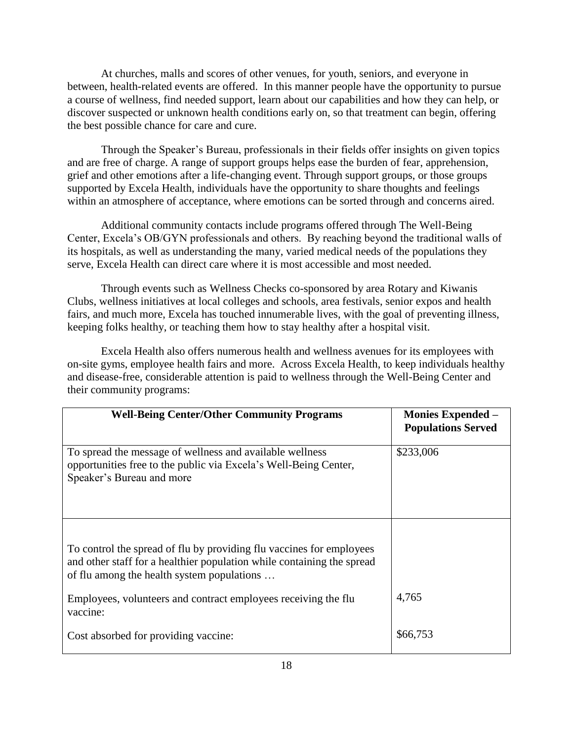At churches, malls and scores of other venues, for youth, seniors, and everyone in between, health-related events are offered. In this manner people have the opportunity to pursue a course of wellness, find needed support, learn about our capabilities and how they can help, or discover suspected or unknown health conditions early on, so that treatment can begin, offering the best possible chance for care and cure.

Through the Speaker's Bureau, professionals in their fields offer insights on given topics and are free of charge. A range of support groups helps ease the burden of fear, apprehension, grief and other emotions after a life-changing event. Through support groups, or those groups supported by Excela Health, individuals have the opportunity to share thoughts and feelings within an atmosphere of acceptance, where emotions can be sorted through and concerns aired.

Additional community contacts include programs offered through The Well-Being Center, Excela's OB/GYN professionals and others. By reaching beyond the traditional walls of its hospitals, as well as understanding the many, varied medical needs of the populations they serve, Excela Health can direct care where it is most accessible and most needed.

Through events such as Wellness Checks co-sponsored by area Rotary and Kiwanis Clubs, wellness initiatives at local colleges and schools, area festivals, senior expos and health fairs, and much more, Excela has touched innumerable lives, with the goal of preventing illness, keeping folks healthy, or teaching them how to stay healthy after a hospital visit.

Excela Health also offers numerous health and wellness avenues for its employees with on-site gyms, employee health fairs and more. Across Excela Health, to keep individuals healthy and disease-free, considerable attention is paid to wellness through the Well-Being Center and their community programs:

| Well-Being Center/Other Community Programs | Monies Expended – Populations Served |
|---|---|
| To spread the message of wellness and available wellness opportunities free to the public via Excela's Well-Being Center, Speaker's Bureau and more | $233,006 |
| To control the spread of flu by providing flu vaccines for employees and other staff for a healthier population while containing the spread of flu among the health system populations … | |
| Employees, volunteers and contract employees receiving the flu vaccine: | 4,765 |
| Cost absorbed for providing vaccine: | $66,753 |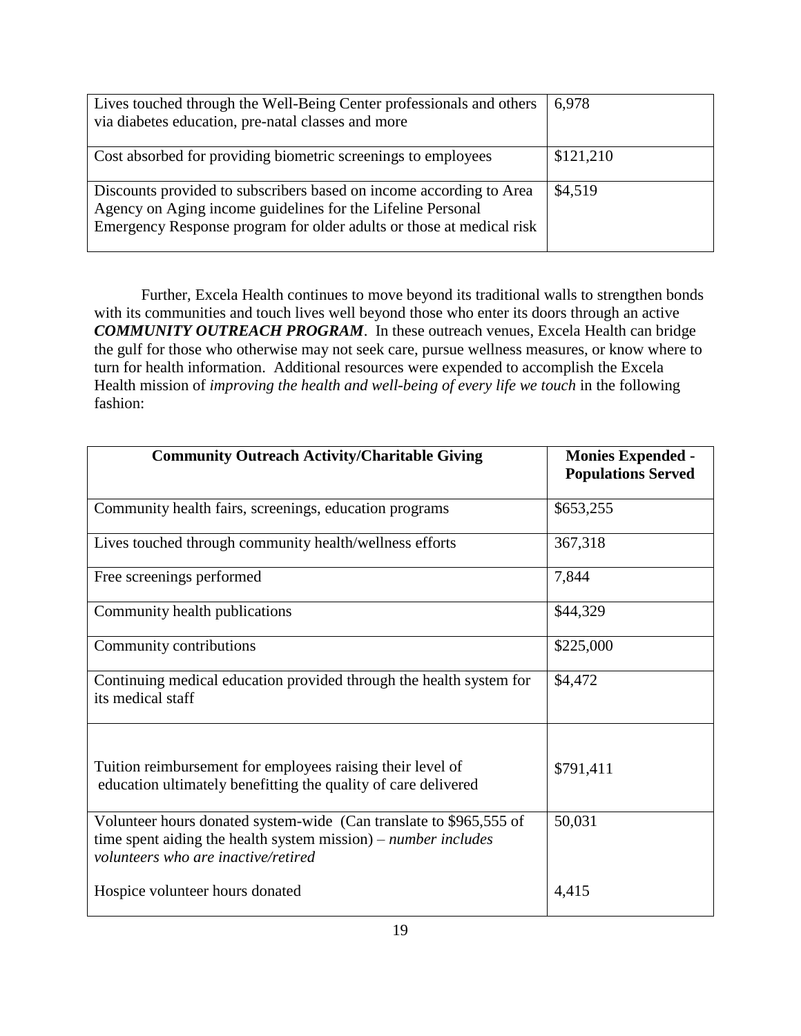| | |
|---|---|
| Lives touched through the Well-Being Center professionals and others via diabetes education, pre-natal classes and more | 6,978 |
| Cost absorbed for providing biometric screenings to employees | $121,210 |
| Discounts provided to subscribers based on income according to Area Agency on Aging income guidelines for the Lifeline Personal Emergency Response program for older adults or those at medical risk | $4,519 |

Further, Excela Health continues to move beyond its traditional walls to strengthen bonds with its communities and touch lives well beyond those who enter its doors through an active ***COMMUNITY OUTREACH PROGRAM***. In these outreach venues, Excela Health can bridge the gulf for those who otherwise may not seek care, pursue wellness measures, or know where to turn for health information. Additional resources were expended to accomplish the Excela Health mission of *improving the health and well-being of every life we touch* in the following fashion:

| **Community Outreach Activity/Charitable Giving** | **Monies Expended - Populations Served** |
|---|---|
| Community health fairs, screenings, education programs | $653,255 |
| Lives touched through community health/wellness efforts | 367,318 |
| Free screenings performed | 7,844 |
| Community health publications | $44,329 |
| Community contributions | $225,000 |
| Continuing medical education provided through the health system for its medical staff | $4,472 |
| Tuition reimbursement for employees raising their level of education ultimately benefitting the quality of care delivered | $791,411 |
| Volunteer hours donated system-wide (Can translate to $965,555 of time spent aiding the health system mission) – *number includes volunteers who are inactive/retired* | 50,031 |
| Hospice volunteer hours donated | 4,415 |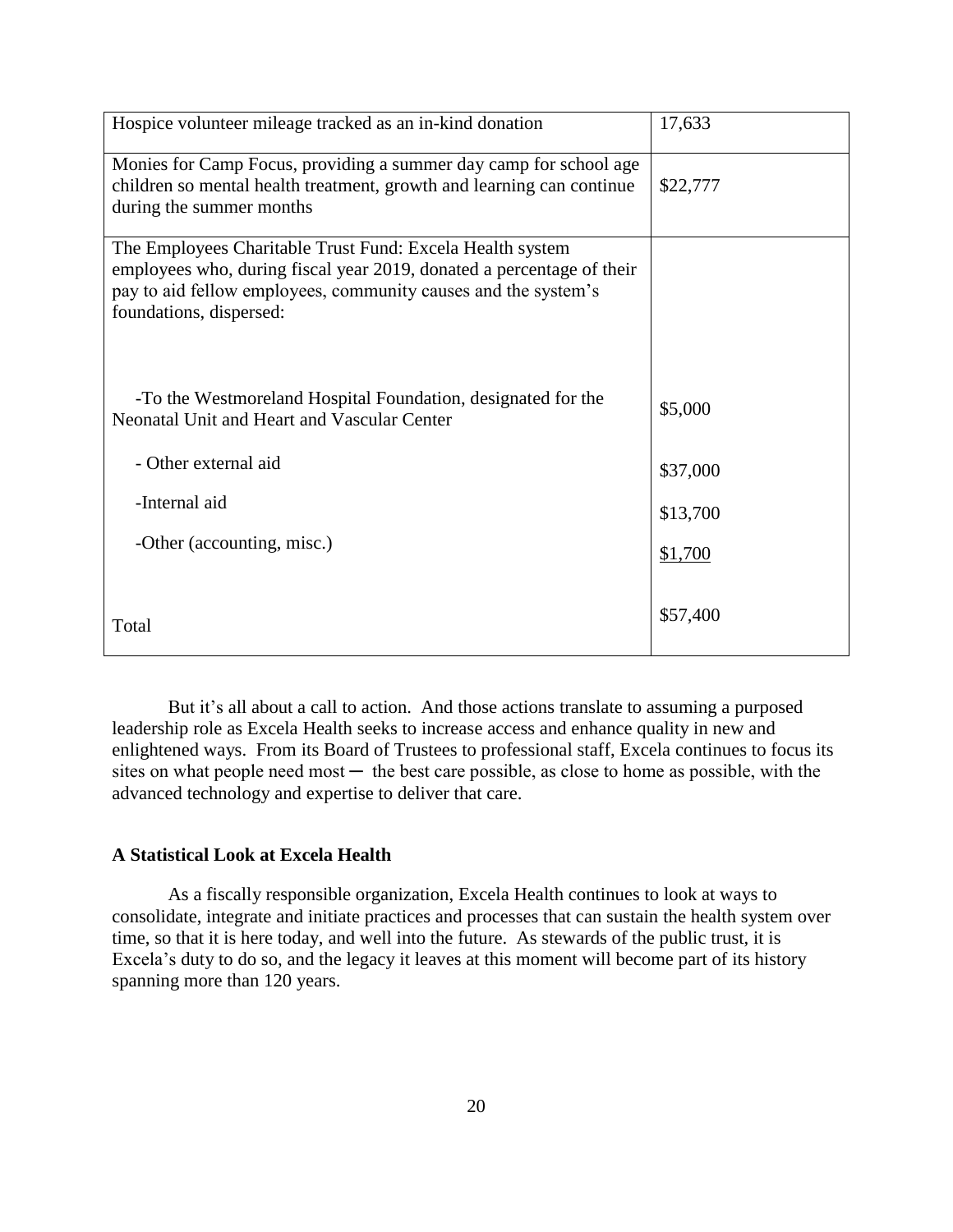| | |
|---|---|
| Hospice volunteer mileage tracked as an in-kind donation | 17,633 |
| Monies for Camp Focus, providing a summer day camp for school age children so mental health treatment, growth and learning can continue during the summer months | \$22,777 |
| The Employees Charitable Trust Fund: Excela Health system employees who, during fiscal year 2019, donated a percentage of their pay to aid fellow employees, community causes and the system's foundations, dispersed: | |
| -To the Westmoreland Hospital Foundation, designated for the Neonatal Unit and Heart and Vascular Center | \$5,000 |
| - Other external aid | \$37,000 |
| -Internal aid | \$13,700 |
| -Other (accounting, misc.) | \$1,700 |
| Total | \$57,400 |

But it's all about a call to action. And those actions translate to assuming a purposed leadership role as Excela Health seeks to increase access and enhance quality in new and enlightened ways. From its Board of Trustees to professional staff, Excela continues to focus its sites on what people need most — the best care possible, as close to home as possible, with the advanced technology and expertise to deliver that care.

## A Statistical Look at Excela Health

As a fiscally responsible organization, Excela Health continues to look at ways to consolidate, integrate and initiate practices and processes that can sustain the health system over time, so that it is here today, and well into the future. As stewards of the public trust, it is Excela's duty to do so, and the legacy it leaves at this moment will become part of its history spanning more than 120 years.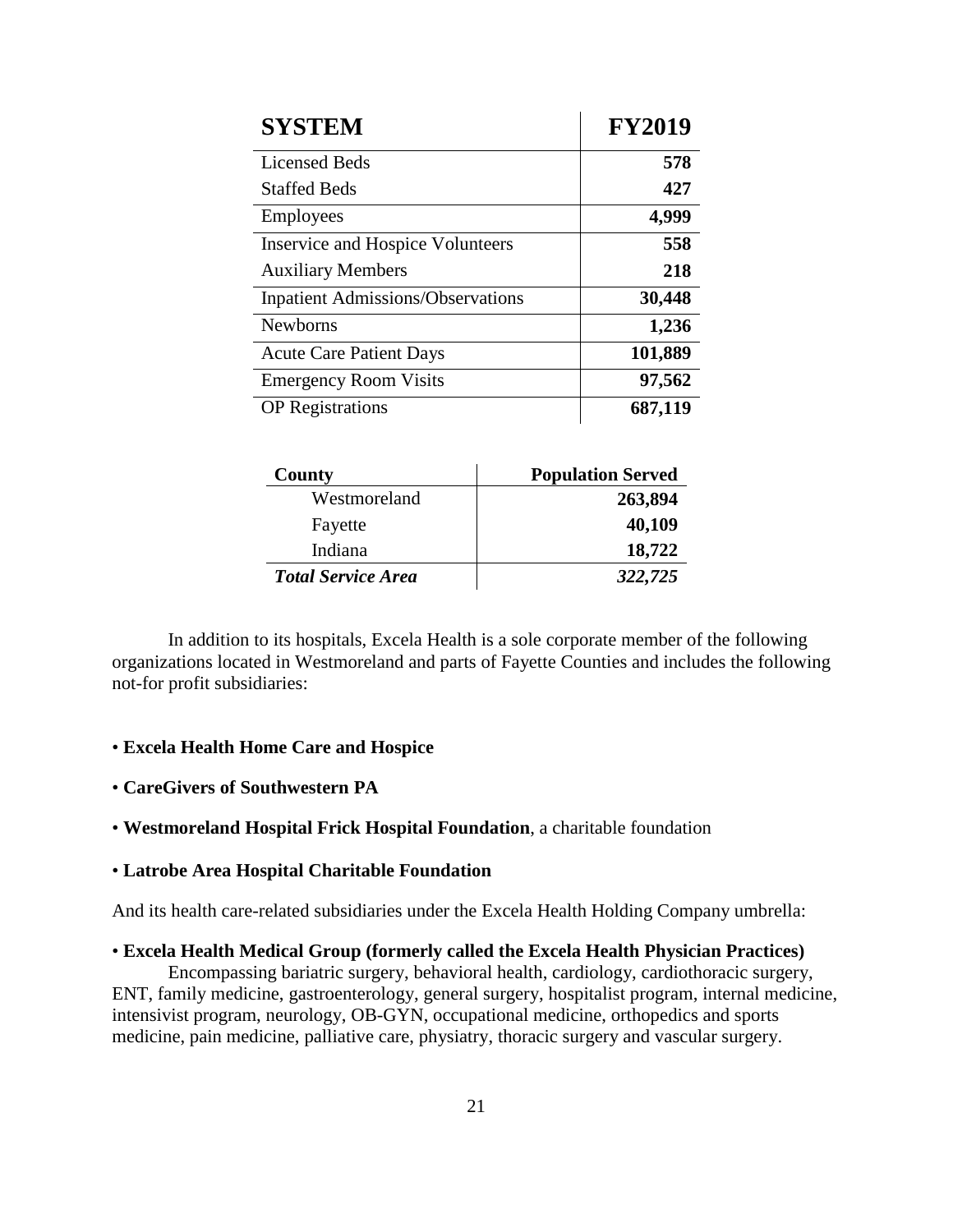| SYSTEM | FY2019 |
| --- | --- |
| Licensed Beds | **578** |
| Staffed Beds | **427** |
| Employees | **4,999** |
| Inservice and Hospice Volunteers | **558** |
| Auxiliary Members | **218** |
| Inpatient Admissions/Observations | **30,448** |
| Newborns | **1,236** |
| Acute Care Patient Days | **101,889** |
| Emergency Room Visits | **97,562** |
| OP Registrations | **687,119** |

| County | Population Served |
| --- | --- |
| Westmoreland | **263,894** |
| Fayette | **40,109** |
| Indiana | **18,722** |
| ***Total Service Area*** | ***322,725*** |

In addition to its hospitals, Excela Health is a sole corporate member of the following organizations located in Westmoreland and parts of Fayette Counties and includes the following not-for profit subsidiaries:

- **Excela Health Home Care and Hospice**
- **CareGivers of Southwestern PA**
- **Westmoreland Hospital Frick Hospital Foundation**, a charitable foundation
- **Latrobe Area Hospital Charitable Foundation**

And its health care-related subsidiaries under the Excela Health Holding Company umbrella:

- **Excela Health Medical Group (formerly called the Excela Health Physician Practices)**

Encompassing bariatric surgery, behavioral health, cardiology, cardiothoracic surgery, ENT, family medicine, gastroenterology, general surgery, hospitalist program, internal medicine, intensivist program, neurology, OB-GYN, occupational medicine, orthopedics and sports medicine, pain medicine, palliative care, physiatry, thoracic surgery and vascular surgery.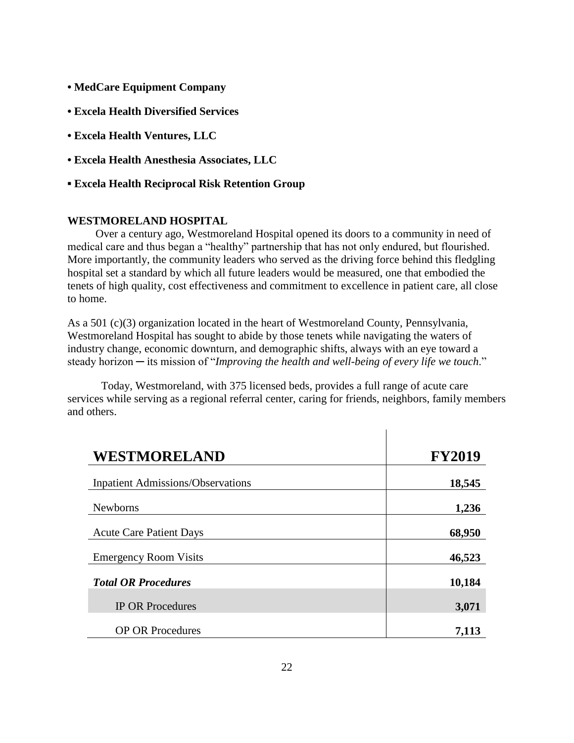- **MedCare Equipment Company**
- **Excela Health Diversified Services**
- **Excela Health Ventures, LLC**
- **Excela Health Anesthesia Associates, LLC**
- **Excela Health Reciprocal Risk Retention Group**

**WESTMORELAND HOSPITAL**

Over a century ago, Westmoreland Hospital opened its doors to a community in need of medical care and thus began a "healthy" partnership that has not only endured, but flourished. More importantly, the community leaders who served as the driving force behind this fledgling hospital set a standard by which all future leaders would be measured, one that embodied the tenets of high quality, cost effectiveness and commitment to excellence in patient care, all close to home.

As a 501 (c)(3) organization located in the heart of Westmoreland County, Pennsylvania, Westmoreland Hospital has sought to abide by those tenets while navigating the waters of industry change, economic downturn, and demographic shifts, always with an eye toward a steady horizon ─ its mission of "*Improving the health and well-being of every life we touch*."

Today, Westmoreland, with 375 licensed beds, provides a full range of acute care services while serving as a regional referral center, caring for friends, neighbors, family members and others.

| **WESTMORELAND** | **FY2019** |
|---|---|
| Inpatient Admissions/Observations | **18,545** |
| Newborns | **1,236** |
| Acute Care Patient Days | **68,950** |
| Emergency Room Visits | **46,523** |
| ***Total OR Procedures*** | **10,184** |
| IP OR Procedures | **3,071** |
| OP OR Procedures | **7,113** |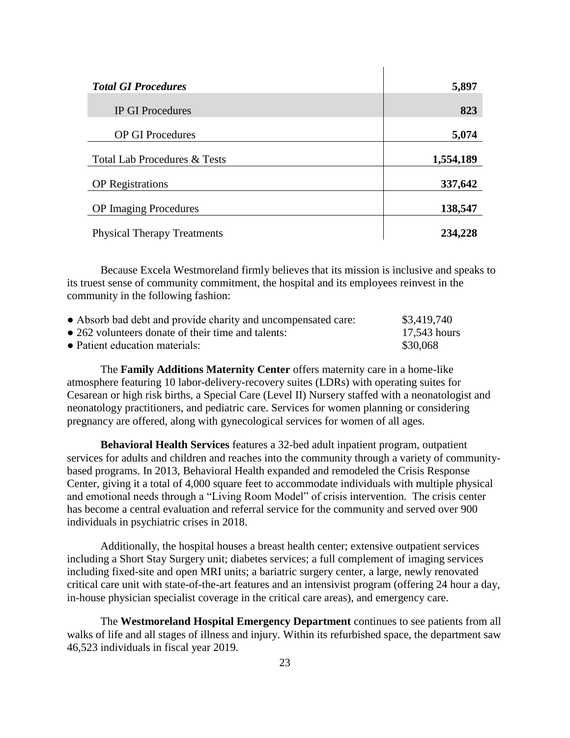| | |
|---|---|
| ***Total GI Procedures*** | **5,897** |
| IP GI Procedures | **823** |
| OP GI Procedures | **5,074** |
| Total Lab Procedures & Tests | **1,554,189** |
| OP Registrations | **337,642** |
| OP Imaging Procedures | **138,547** |
| Physical Therapy Treatments | **234,228** |

Because Excela Westmoreland firmly believes that its mission is inclusive and speaks to its truest sense of community commitment, the hospital and its employees reinvest in the community in the following fashion:

- Absorb bad debt and provide charity and uncompensated care: $3,419,740
- 262 volunteers donate of their time and talents: 17,543 hours
- Patient education materials: $30,068

The **Family Additions Maternity Center** offers maternity care in a home-like atmosphere featuring 10 labor-delivery-recovery suites (LDRs) with operating suites for Cesarean or high risk births, a Special Care (Level II) Nursery staffed with a neonatologist and neonatology practitioners, and pediatric care. Services for women planning or considering pregnancy are offered, along with gynecological services for women of all ages.

**Behavioral Health Services** features a 32-bed adult inpatient program, outpatient services for adults and children and reaches into the community through a variety of community-based programs. In 2013, Behavioral Health expanded and remodeled the Crisis Response Center, giving it a total of 4,000 square feet to accommodate individuals with multiple physical and emotional needs through a "Living Room Model" of crisis intervention. The crisis center has become a central evaluation and referral service for the community and served over 900 individuals in psychiatric crises in 2018.

Additionally, the hospital houses a breast health center; extensive outpatient services including a Short Stay Surgery unit; diabetes services; a full complement of imaging services including fixed-site and open MRI units; a bariatric surgery center, a large, newly renovated critical care unit with state-of-the-art features and an intensivist program (offering 24 hour a day, in-house physician specialist coverage in the critical care areas), and emergency care.

The **Westmoreland Hospital Emergency Department** continues to see patients from all walks of life and all stages of illness and injury. Within its refurbished space, the department saw 46,523 individuals in fiscal year 2019.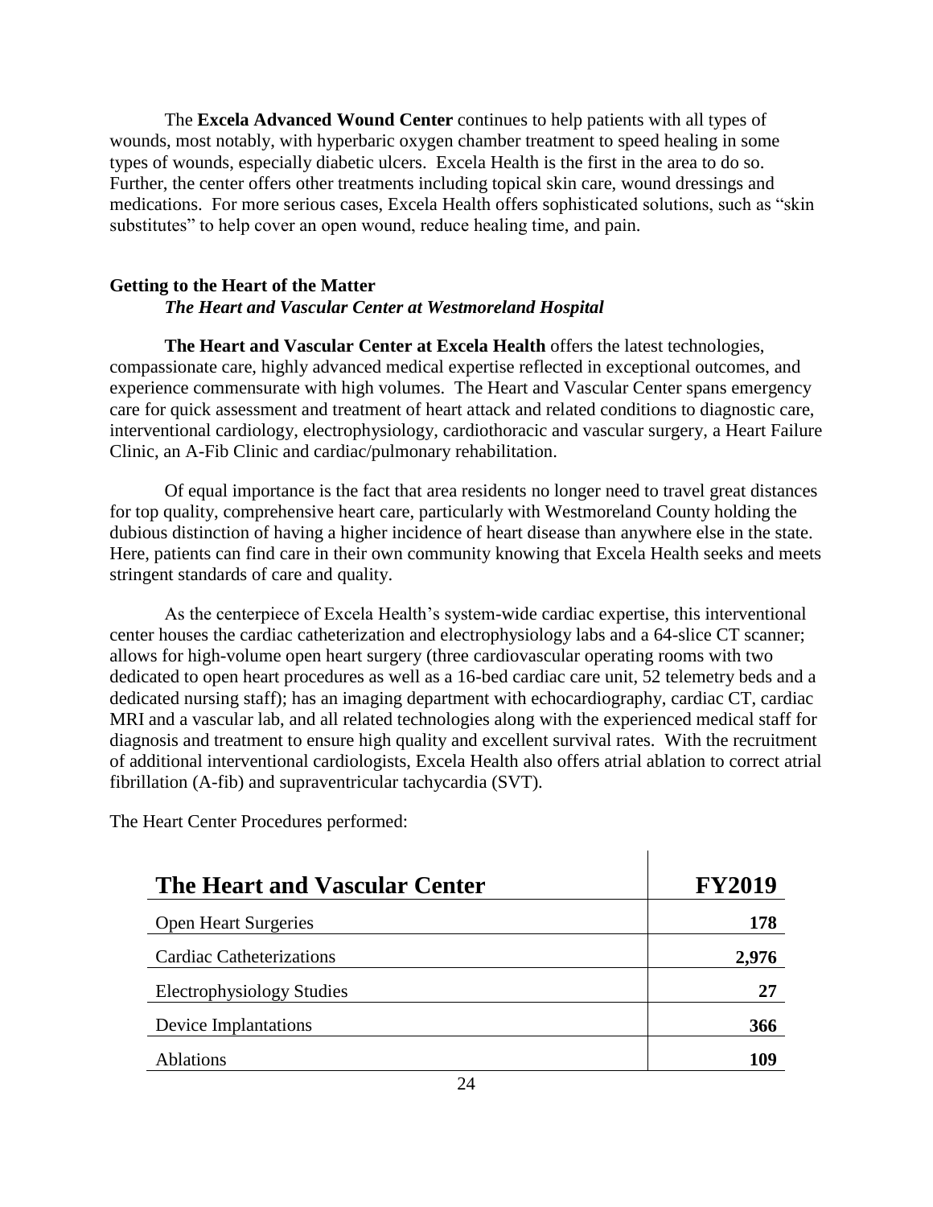The **Excela Advanced Wound Center** continues to help patients with all types of wounds, most notably, with hyperbaric oxygen chamber treatment to speed healing in some types of wounds, especially diabetic ulcers. Excela Health is the first in the area to do so. Further, the center offers other treatments including topical skin care, wound dressings and medications. For more serious cases, Excela Health offers sophisticated solutions, such as "skin substitutes" to help cover an open wound, reduce healing time, and pain.

**Getting to the Heart of the Matter**
***The Heart and Vascular Center at Westmoreland Hospital***

**The Heart and Vascular Center at Excela Health** offers the latest technologies, compassionate care, highly advanced medical expertise reflected in exceptional outcomes, and experience commensurate with high volumes. The Heart and Vascular Center spans emergency care for quick assessment and treatment of heart attack and related conditions to diagnostic care, interventional cardiology, electrophysiology, cardiothoracic and vascular surgery, a Heart Failure Clinic, an A-Fib Clinic and cardiac/pulmonary rehabilitation.

Of equal importance is the fact that area residents no longer need to travel great distances for top quality, comprehensive heart care, particularly with Westmoreland County holding the dubious distinction of having a higher incidence of heart disease than anywhere else in the state. Here, patients can find care in their own community knowing that Excela Health seeks and meets stringent standards of care and quality.

As the centerpiece of Excela Health's system-wide cardiac expertise, this interventional center houses the cardiac catheterization and electrophysiology labs and a 64-slice CT scanner; allows for high-volume open heart surgery (three cardiovascular operating rooms with two dedicated to open heart procedures as well as a 16-bed cardiac care unit, 52 telemetry beds and a dedicated nursing staff); has an imaging department with echocardiography, cardiac CT, cardiac MRI and a vascular lab, and all related technologies along with the experienced medical staff for diagnosis and treatment to ensure high quality and excellent survival rates. With the recruitment of additional interventional cardiologists, Excela Health also offers atrial ablation to correct atrial fibrillation (A-fib) and supraventricular tachycardia (SVT).

The Heart Center Procedures performed:

| The Heart and Vascular Center | FY2019 |
|---|---|
| Open Heart Surgeries | **178** |
| Cardiac Catheterizations | **2,976** |
| Electrophysiology Studies | **27** |
| Device Implantations | **366** |
| Ablations | **109** |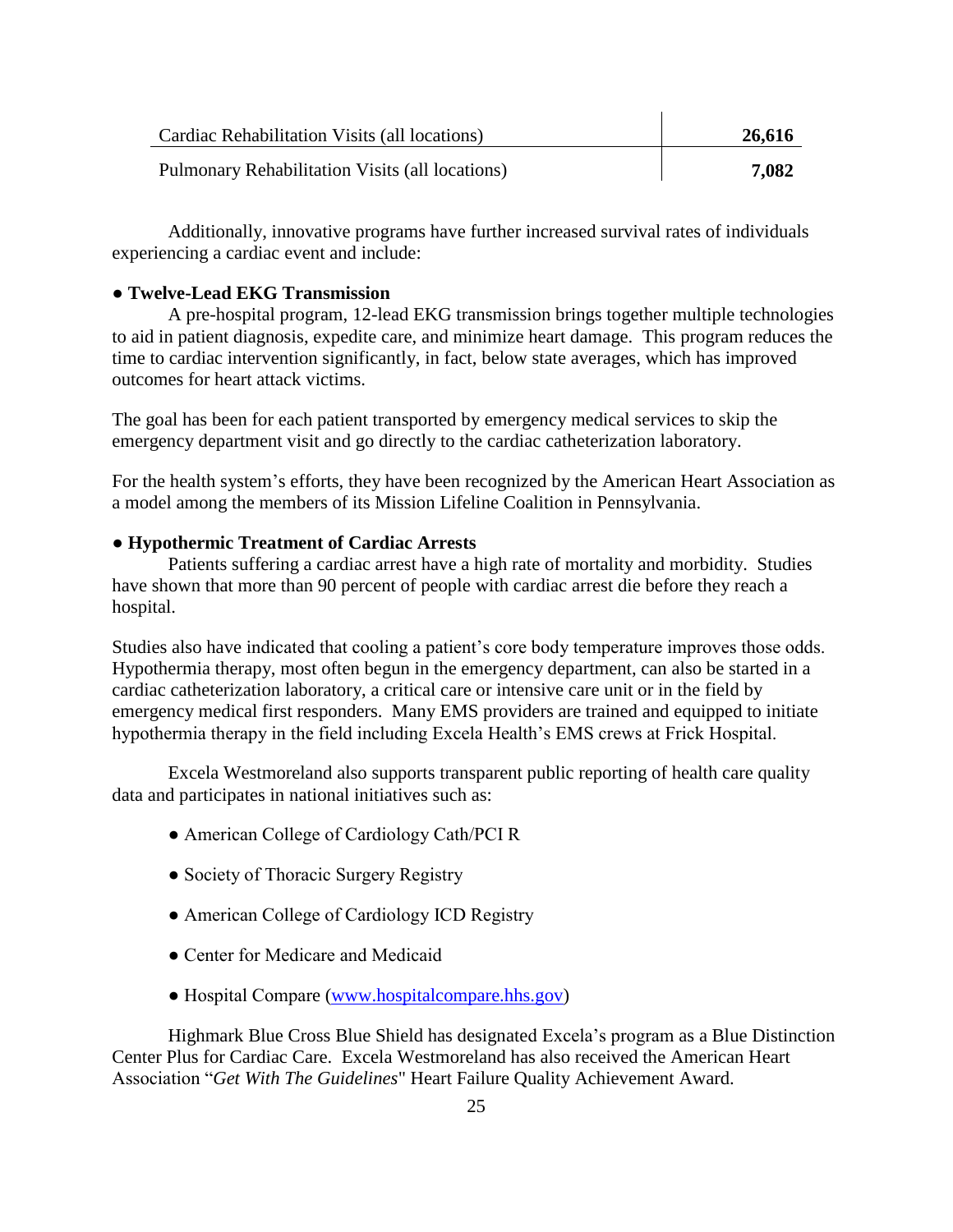| | |
|---|---|
| Cardiac Rehabilitation Visits (all locations) | **26,616** |
| Pulmonary Rehabilitation Visits (all locations) | **7,082** |

Additionally, innovative programs have further increased survival rates of individuals experiencing a cardiac event and include:

● **Twelve-Lead EKG Transmission**

A pre-hospital program, 12-lead EKG transmission brings together multiple technologies to aid in patient diagnosis, expedite care, and minimize heart damage. This program reduces the time to cardiac intervention significantly, in fact, below state averages, which has improved outcomes for heart attack victims.

The goal has been for each patient transported by emergency medical services to skip the emergency department visit and go directly to the cardiac catheterization laboratory.

For the health system's efforts, they have been recognized by the American Heart Association as a model among the members of its Mission Lifeline Coalition in Pennsylvania.

● **Hypothermic Treatment of Cardiac Arrests**

Patients suffering a cardiac arrest have a high rate of mortality and morbidity. Studies have shown that more than 90 percent of people with cardiac arrest die before they reach a hospital.

Studies also have indicated that cooling a patient's core body temperature improves those odds. Hypothermia therapy, most often begun in the emergency department, can also be started in a cardiac catheterization laboratory, a critical care or intensive care unit or in the field by emergency medical first responders. Many EMS providers are trained and equipped to initiate hypothermia therapy in the field including Excela Health's EMS crews at Frick Hospital.

Excela Westmoreland also supports transparent public reporting of health care quality data and participates in national initiatives such as:

- American College of Cardiology Cath/PCI R
- Society of Thoracic Surgery Registry
- American College of Cardiology ICD Registry
- Center for Medicare and Medicaid
- Hospital Compare (www.hospitalcompare.hhs.gov)

Highmark Blue Cross Blue Shield has designated Excela's program as a Blue Distinction Center Plus for Cardiac Care. Excela Westmoreland has also received the American Heart Association "*Get With The Guidelines*" Heart Failure Quality Achievement Award.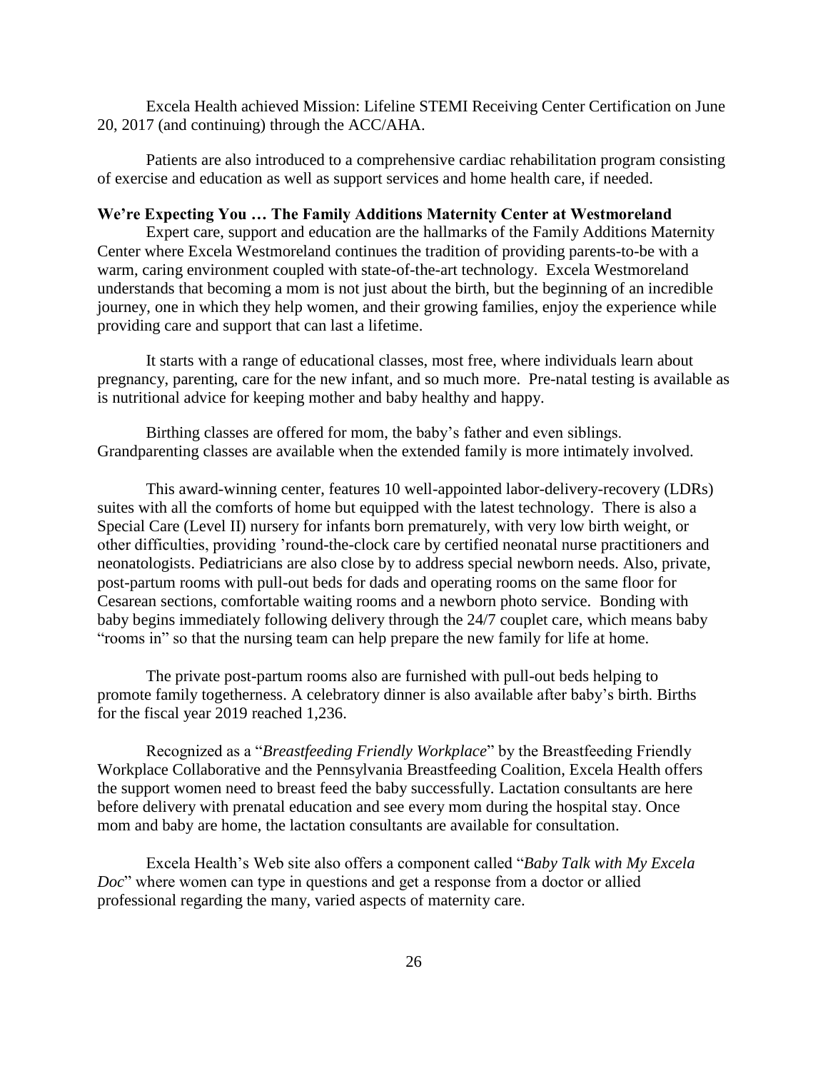Excela Health achieved Mission: Lifeline STEMI Receiving Center Certification on June 20, 2017 (and continuing) through the ACC/AHA.

Patients are also introduced to a comprehensive cardiac rehabilitation program consisting of exercise and education as well as support services and home health care, if needed.

**We're Expecting You … The Family Additions Maternity Center at Westmoreland**

Expert care, support and education are the hallmarks of the Family Additions Maternity Center where Excela Westmoreland continues the tradition of providing parents-to-be with a warm, caring environment coupled with state-of-the-art technology. Excela Westmoreland understands that becoming a mom is not just about the birth, but the beginning of an incredible journey, one in which they help women, and their growing families, enjoy the experience while providing care and support that can last a lifetime.

It starts with a range of educational classes, most free, where individuals learn about pregnancy, parenting, care for the new infant, and so much more. Pre-natal testing is available as is nutritional advice for keeping mother and baby healthy and happy.

Birthing classes are offered for mom, the baby's father and even siblings. Grandparenting classes are available when the extended family is more intimately involved.

This award-winning center, features 10 well-appointed labor-delivery-recovery (LDRs) suites with all the comforts of home but equipped with the latest technology. There is also a Special Care (Level II) nursery for infants born prematurely, with very low birth weight, or other difficulties, providing 'round-the-clock care by certified neonatal nurse practitioners and neonatologists. Pediatricians are also close by to address special newborn needs. Also, private, post-partum rooms with pull-out beds for dads and operating rooms on the same floor for Cesarean sections, comfortable waiting rooms and a newborn photo service. Bonding with baby begins immediately following delivery through the 24/7 couplet care, which means baby "rooms in" so that the nursing team can help prepare the new family for life at home.

The private post-partum rooms also are furnished with pull-out beds helping to promote family togetherness. A celebratory dinner is also available after baby's birth. Births for the fiscal year 2019 reached 1,236.

Recognized as a "*Breastfeeding Friendly Workplace*" by the Breastfeeding Friendly Workplace Collaborative and the Pennsylvania Breastfeeding Coalition, Excela Health offers the support women need to breast feed the baby successfully. Lactation consultants are here before delivery with prenatal education and see every mom during the hospital stay. Once mom and baby are home, the lactation consultants are available for consultation.

Excela Health's Web site also offers a component called "*Baby Talk with My Excela Doc*" where women can type in questions and get a response from a doctor or allied professional regarding the many, varied aspects of maternity care.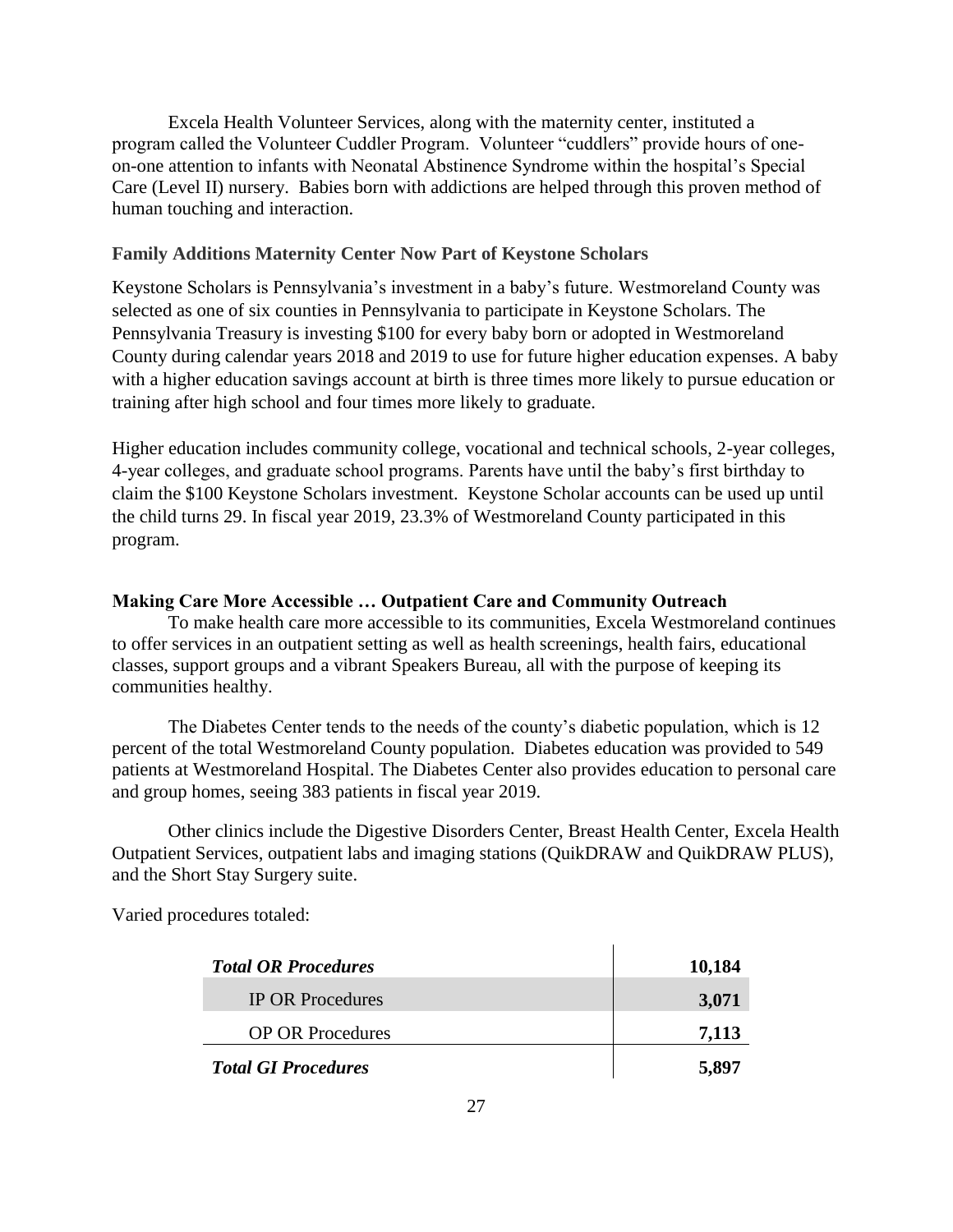Excela Health Volunteer Services, along with the maternity center, instituted a program called the Volunteer Cuddler Program. Volunteer "cuddlers" provide hours of one-on-one attention to infants with Neonatal Abstinence Syndrome within the hospital's Special Care (Level II) nursery. Babies born with addictions are helped through this proven method of human touching and interaction.

### Family Additions Maternity Center Now Part of Keystone Scholars

Keystone Scholars is Pennsylvania's investment in a baby's future. Westmoreland County was selected as one of six counties in Pennsylvania to participate in Keystone Scholars. The Pennsylvania Treasury is investing $100 for every baby born or adopted in Westmoreland County during calendar years 2018 and 2019 to use for future higher education expenses. A baby with a higher education savings account at birth is three times more likely to pursue education or training after high school and four times more likely to graduate.

Higher education includes community college, vocational and technical schools, 2-year colleges, 4-year colleges, and graduate school programs. Parents have until the baby's first birthday to claim the $100 Keystone Scholars investment. Keystone Scholar accounts can be used up until the child turns 29. In fiscal year 2019, 23.3% of Westmoreland County participated in this program.

### Making Care More Accessible … Outpatient Care and Community Outreach

To make health care more accessible to its communities, Excela Westmoreland continues to offer services in an outpatient setting as well as health screenings, health fairs, educational classes, support groups and a vibrant Speakers Bureau, all with the purpose of keeping its communities healthy.

The Diabetes Center tends to the needs of the county's diabetic population, which is 12 percent of the total Westmoreland County population. Diabetes education was provided to 549 patients at Westmoreland Hospital. The Diabetes Center also provides education to personal care and group homes, seeing 383 patients in fiscal year 2019.

Other clinics include the Digestive Disorders Center, Breast Health Center, Excela Health Outpatient Services, outpatient labs and imaging stations (QuikDRAW and QuikDRAW PLUS), and the Short Stay Surgery suite.

Varied procedures totaled:

| | |
|---|---|
| ***Total OR Procedures*** | **10,184** |
| IP OR Procedures | **3,071** |
| OP OR Procedures | **7,113** |
| ***Total GI Procedures*** | **5,897** |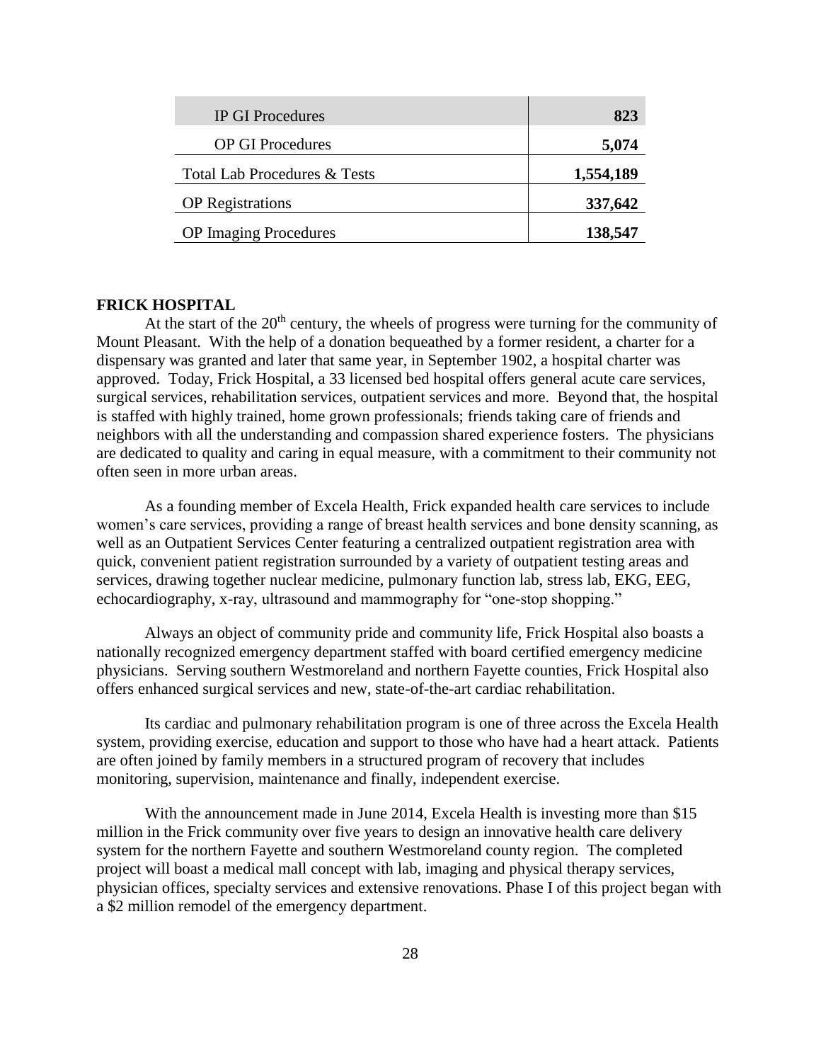| | |
|---|---|
| IP GI Procedures | **823** |
| OP GI Procedures | **5,074** |
| Total Lab Procedures & Tests | **1,554,189** |
| OP Registrations | **337,642** |
| OP Imaging Procedures | **138,547** |

**FRICK HOSPITAL**

At the start of the 20th century, the wheels of progress were turning for the community of Mount Pleasant. With the help of a donation bequeathed by a former resident, a charter for a dispensary was granted and later that same year, in September 1902, a hospital charter was approved. Today, Frick Hospital, a 33 licensed bed hospital offers general acute care services, surgical services, rehabilitation services, outpatient services and more. Beyond that, the hospital is staffed with highly trained, home grown professionals; friends taking care of friends and neighbors with all the understanding and compassion shared experience fosters. The physicians are dedicated to quality and caring in equal measure, with a commitment to their community not often seen in more urban areas.

As a founding member of Excela Health, Frick expanded health care services to include women's care services, providing a range of breast health services and bone density scanning, as well as an Outpatient Services Center featuring a centralized outpatient registration area with quick, convenient patient registration surrounded by a variety of outpatient testing areas and services, drawing together nuclear medicine, pulmonary function lab, stress lab, EKG, EEG, echocardiography, x-ray, ultrasound and mammography for "one-stop shopping."

Always an object of community pride and community life, Frick Hospital also boasts a nationally recognized emergency department staffed with board certified emergency medicine physicians. Serving southern Westmoreland and northern Fayette counties, Frick Hospital also offers enhanced surgical services and new, state-of-the-art cardiac rehabilitation.

Its cardiac and pulmonary rehabilitation program is one of three across the Excela Health system, providing exercise, education and support to those who have had a heart attack. Patients are often joined by family members in a structured program of recovery that includes monitoring, supervision, maintenance and finally, independent exercise.

With the announcement made in June 2014, Excela Health is investing more than $15 million in the Frick community over five years to design an innovative health care delivery system for the northern Fayette and southern Westmoreland county region. The completed project will boast a medical mall concept with lab, imaging and physical therapy services, physician offices, specialty services and extensive renovations. Phase I of this project began with a $2 million remodel of the emergency department.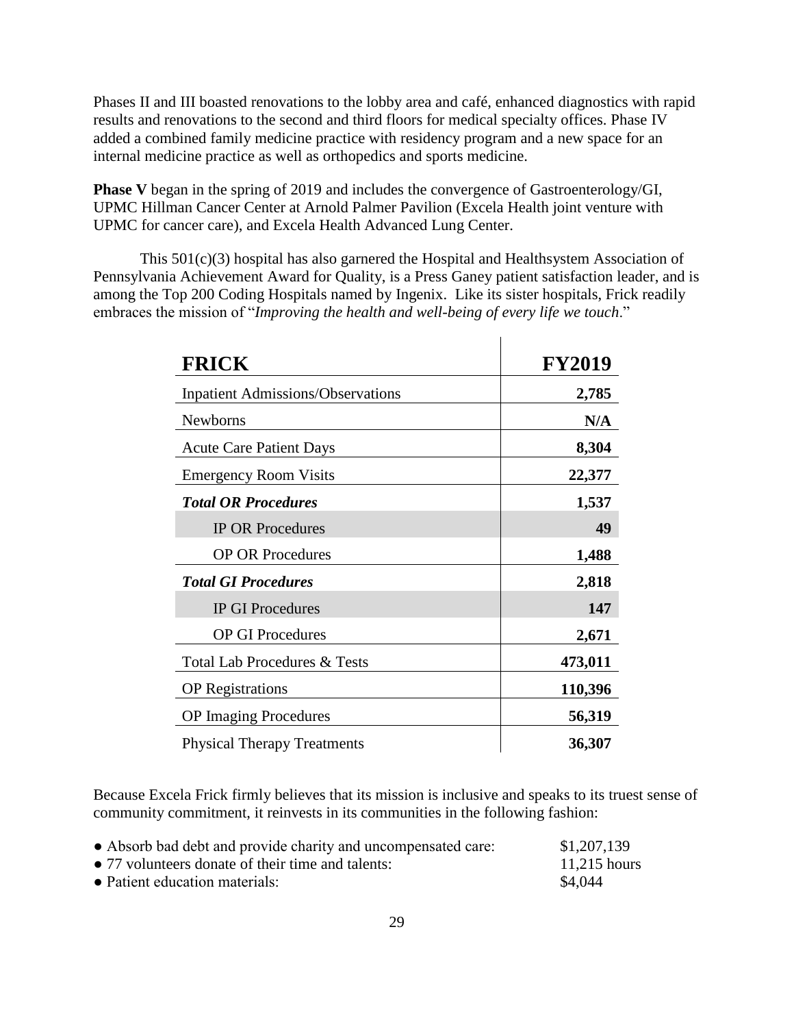Phases II and III boasted renovations to the lobby area and café, enhanced diagnostics with rapid results and renovations to the second and third floors for medical specialty offices. Phase IV added a combined family medicine practice with residency program and a new space for an internal medicine practice as well as orthopedics and sports medicine.

**Phase V** began in the spring of 2019 and includes the convergence of Gastroenterology/GI, UPMC Hillman Cancer Center at Arnold Palmer Pavilion (Excela Health joint venture with UPMC for cancer care), and Excela Health Advanced Lung Center.

This 501(c)(3) hospital has also garnered the Hospital and Healthsystem Association of Pennsylvania Achievement Award for Quality, is a Press Ganey patient satisfaction leader, and is among the Top 200 Coding Hospitals named by Ingenix. Like its sister hospitals, Frick readily embraces the mission of "*Improving the health and well-being of every life we touch*."

| **FRICK** | **FY2019** |
|---|---|
| Inpatient Admissions/Observations | **2,785** |
| Newborns | **N/A** |
| Acute Care Patient Days | **8,304** |
| Emergency Room Visits | **22,377** |
| ***Total OR Procedures*** | **1,537** |
| IP OR Procedures | **49** |
| OP OR Procedures | **1,488** |
| ***Total GI Procedures*** | **2,818** |
| IP GI Procedures | **147** |
| OP GI Procedures | **2,671** |
| Total Lab Procedures & Tests | **473,011** |
| OP Registrations | **110,396** |
| OP Imaging Procedures | **56,319** |
| Physical Therapy Treatments | **36,307** |

Because Excela Frick firmly believes that its mission is inclusive and speaks to its truest sense of community commitment, it reinvests in its communities in the following fashion:

- Absorb bad debt and provide charity and uncompensated care: $1,207,139
- 77 volunteers donate of their time and talents: 11,215 hours
- Patient education materials: $4,044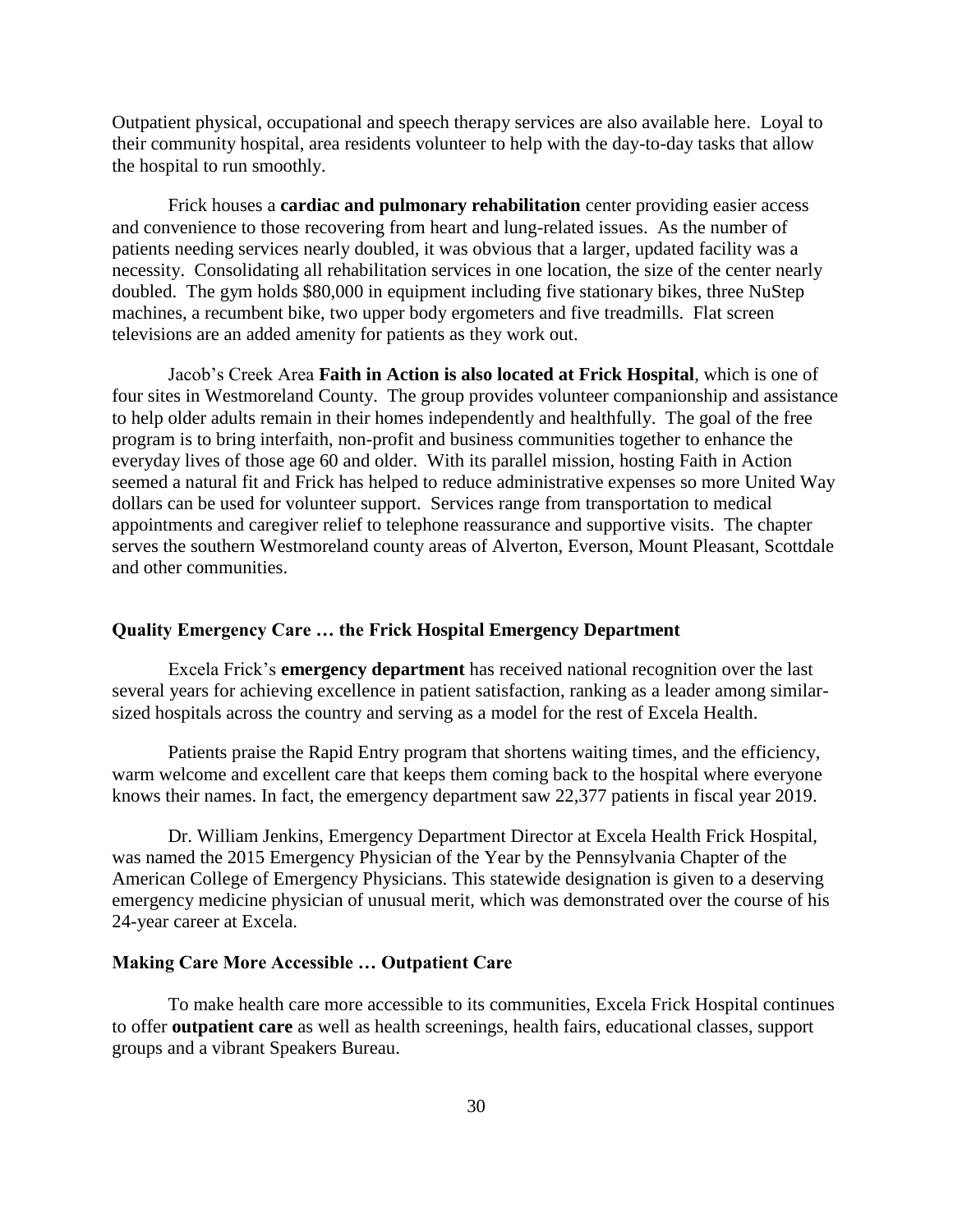Outpatient physical, occupational and speech therapy services are also available here. Loyal to their community hospital, area residents volunteer to help with the day-to-day tasks that allow the hospital to run smoothly.

Frick houses a **cardiac and pulmonary rehabilitation** center providing easier access and convenience to those recovering from heart and lung-related issues. As the number of patients needing services nearly doubled, it was obvious that a larger, updated facility was a necessity. Consolidating all rehabilitation services in one location, the size of the center nearly doubled. The gym holds $80,000 in equipment including five stationary bikes, three NuStep machines, a recumbent bike, two upper body ergometers and five treadmills. Flat screen televisions are an added amenity for patients as they work out.

Jacob's Creek Area **Faith in Action is also located at Frick Hospital**, which is one of four sites in Westmoreland County. The group provides volunteer companionship and assistance to help older adults remain in their homes independently and healthfully. The goal of the free program is to bring interfaith, non-profit and business communities together to enhance the everyday lives of those age 60 and older. With its parallel mission, hosting Faith in Action seemed a natural fit and Frick has helped to reduce administrative expenses so more United Way dollars can be used for volunteer support. Services range from transportation to medical appointments and caregiver relief to telephone reassurance and supportive visits. The chapter serves the southern Westmoreland county areas of Alverton, Everson, Mount Pleasant, Scottdale and other communities.

### Quality Emergency Care … the Frick Hospital Emergency Department

Excela Frick's **emergency department** has received national recognition over the last several years for achieving excellence in patient satisfaction, ranking as a leader among similar-sized hospitals across the country and serving as a model for the rest of Excela Health.

Patients praise the Rapid Entry program that shortens waiting times, and the efficiency, warm welcome and excellent care that keeps them coming back to the hospital where everyone knows their names. In fact, the emergency department saw 22,377 patients in fiscal year 2019.

Dr. William Jenkins, Emergency Department Director at Excela Health Frick Hospital, was named the 2015 Emergency Physician of the Year by the Pennsylvania Chapter of the American College of Emergency Physicians. This statewide designation is given to a deserving emergency medicine physician of unusual merit, which was demonstrated over the course of his 24-year career at Excela.

### Making Care More Accessible … Outpatient Care

To make health care more accessible to its communities, Excela Frick Hospital continues to offer **outpatient care** as well as health screenings, health fairs, educational classes, support groups and a vibrant Speakers Bureau.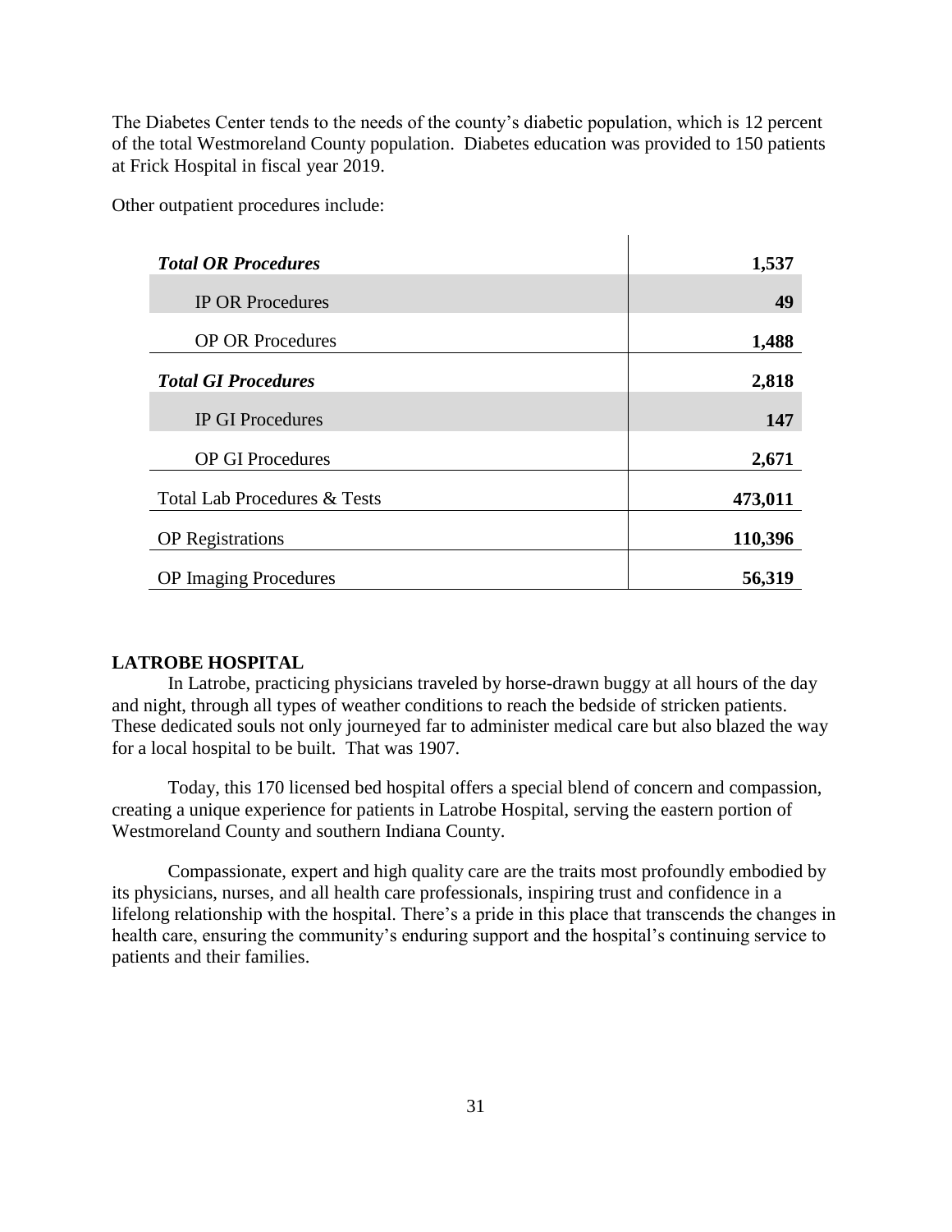The Diabetes Center tends to the needs of the county's diabetic population, which is 12 percent of the total Westmoreland County population. Diabetes education was provided to 150 patients at Frick Hospital in fiscal year 2019.

Other outpatient procedures include:

| | |
|---|---|
| ***Total OR Procedures*** | **1,537** |
| IP OR Procedures | **49** |
| OP OR Procedures | **1,488** |
| ***Total GI Procedures*** | **2,818** |
| IP GI Procedures | **147** |
| OP GI Procedures | **2,671** |
| Total Lab Procedures & Tests | **473,011** |
| OP Registrations | **110,396** |
| OP Imaging Procedures | **56,319** |

## LATROBE HOSPITAL

In Latrobe, practicing physicians traveled by horse-drawn buggy at all hours of the day and night, through all types of weather conditions to reach the bedside of stricken patients. These dedicated souls not only journeyed far to administer medical care but also blazed the way for a local hospital to be built. That was 1907.

Today, this 170 licensed bed hospital offers a special blend of concern and compassion, creating a unique experience for patients in Latrobe Hospital, serving the eastern portion of Westmoreland County and southern Indiana County.

Compassionate, expert and high quality care are the traits most profoundly embodied by its physicians, nurses, and all health care professionals, inspiring trust and confidence in a lifelong relationship with the hospital. There's a pride in this place that transcends the changes in health care, ensuring the community's enduring support and the hospital's continuing service to patients and their families.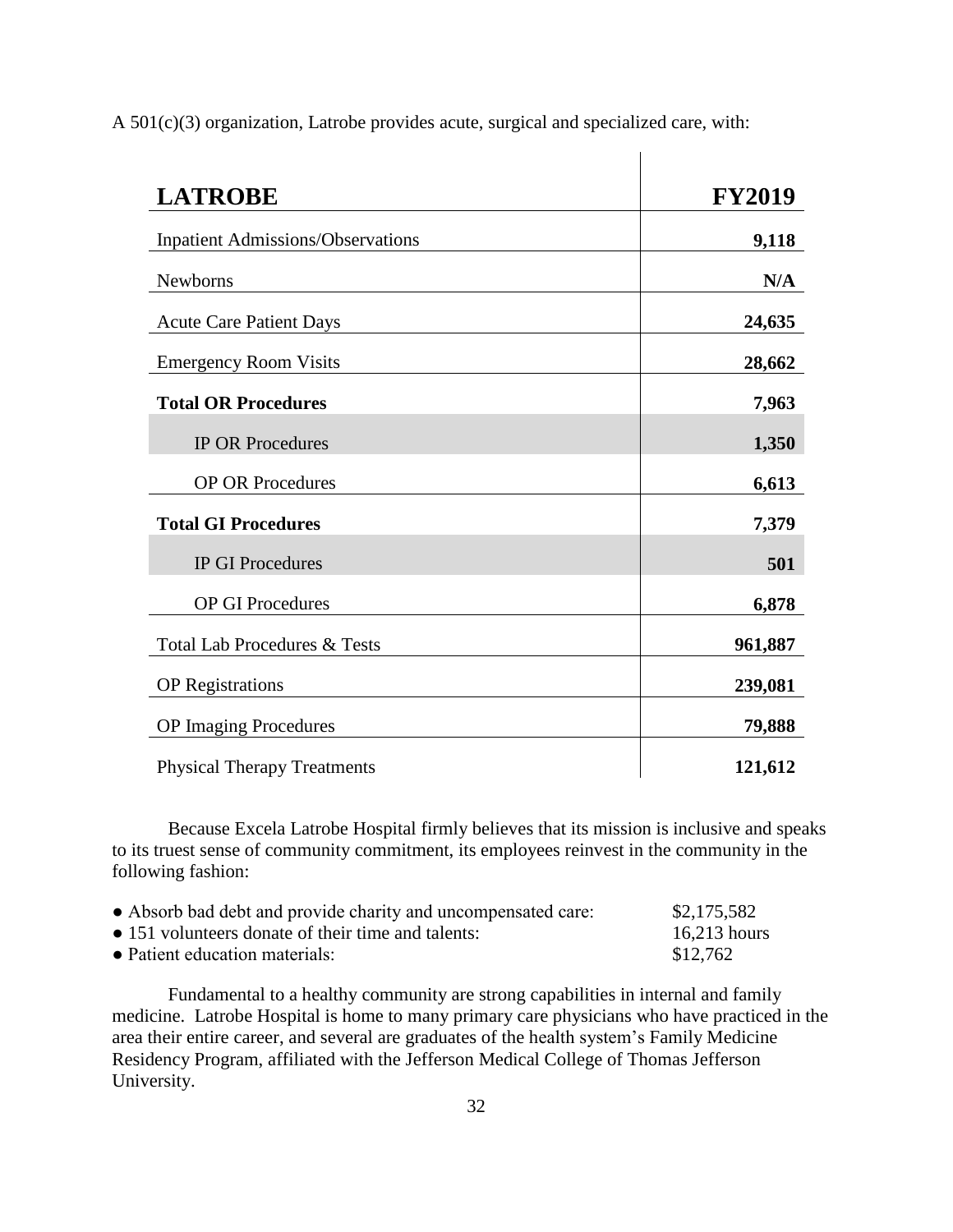A 501(c)(3) organization, Latrobe provides acute, surgical and specialized care, with:

| **LATROBE** | **FY2019** |
|---|---|
| Inpatient Admissions/Observations | **9,118** |
| Newborns | **N/A** |
| Acute Care Patient Days | **24,635** |
| Emergency Room Visits | **28,662** |
| **Total OR Procedures** | **7,963** |
| IP OR Procedures | **1,350** |
| OP OR Procedures | **6,613** |
| **Total GI Procedures** | **7,379** |
| IP GI Procedures | **501** |
| OP GI Procedures | **6,878** |
| Total Lab Procedures & Tests | **961,887** |
| OP Registrations | **239,081** |
| OP Imaging Procedures | **79,888** |
| Physical Therapy Treatments | **121,612** |

Because Excela Latrobe Hospital firmly believes that its mission is inclusive and speaks to its truest sense of community commitment, its employees reinvest in the community in the following fashion:

- Absorb bad debt and provide charity and uncompensated care: $2,175,582
- 151 volunteers donate of their time and talents: 16,213 hours
- Patient education materials: $12,762

Fundamental to a healthy community are strong capabilities in internal and family medicine. Latrobe Hospital is home to many primary care physicians who have practiced in the area their entire career, and several are graduates of the health system's Family Medicine Residency Program, affiliated with the Jefferson Medical College of Thomas Jefferson University.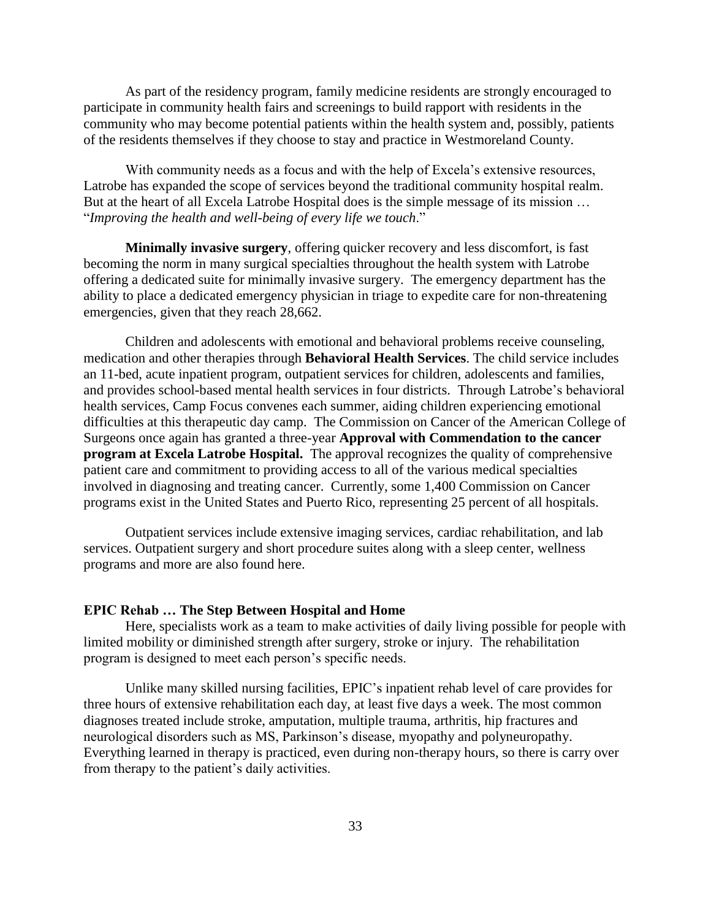As part of the residency program, family medicine residents are strongly encouraged to participate in community health fairs and screenings to build rapport with residents in the community who may become potential patients within the health system and, possibly, patients of the residents themselves if they choose to stay and practice in Westmoreland County.

With community needs as a focus and with the help of Excela's extensive resources, Latrobe has expanded the scope of services beyond the traditional community hospital realm. But at the heart of all Excela Latrobe Hospital does is the simple message of its mission … "*Improving the health and well-being of every life we touch*."

**Minimally invasive surgery**, offering quicker recovery and less discomfort, is fast becoming the norm in many surgical specialties throughout the health system with Latrobe offering a dedicated suite for minimally invasive surgery. The emergency department has the ability to place a dedicated emergency physician in triage to expedite care for non-threatening emergencies, given that they reach 28,662.

Children and adolescents with emotional and behavioral problems receive counseling, medication and other therapies through **Behavioral Health Services**. The child service includes an 11-bed, acute inpatient program, outpatient services for children, adolescents and families, and provides school-based mental health services in four districts. Through Latrobe's behavioral health services, Camp Focus convenes each summer, aiding children experiencing emotional difficulties at this therapeutic day camp. The Commission on Cancer of the American College of Surgeons once again has granted a three-year **Approval with Commendation to the cancer program at Excela Latrobe Hospital.** The approval recognizes the quality of comprehensive patient care and commitment to providing access to all of the various medical specialties involved in diagnosing and treating cancer. Currently, some 1,400 Commission on Cancer programs exist in the United States and Puerto Rico, representing 25 percent of all hospitals.

Outpatient services include extensive imaging services, cardiac rehabilitation, and lab services. Outpatient surgery and short procedure suites along with a sleep center, wellness programs and more are also found here.

**EPIC Rehab … The Step Between Hospital and Home**

Here, specialists work as a team to make activities of daily living possible for people with limited mobility or diminished strength after surgery, stroke or injury. The rehabilitation program is designed to meet each person's specific needs.

Unlike many skilled nursing facilities, EPIC's inpatient rehab level of care provides for three hours of extensive rehabilitation each day, at least five days a week. The most common diagnoses treated include stroke, amputation, multiple trauma, arthritis, hip fractures and neurological disorders such as MS, Parkinson's disease, myopathy and polyneuropathy. Everything learned in therapy is practiced, even during non-therapy hours, so there is carry over from therapy to the patient's daily activities.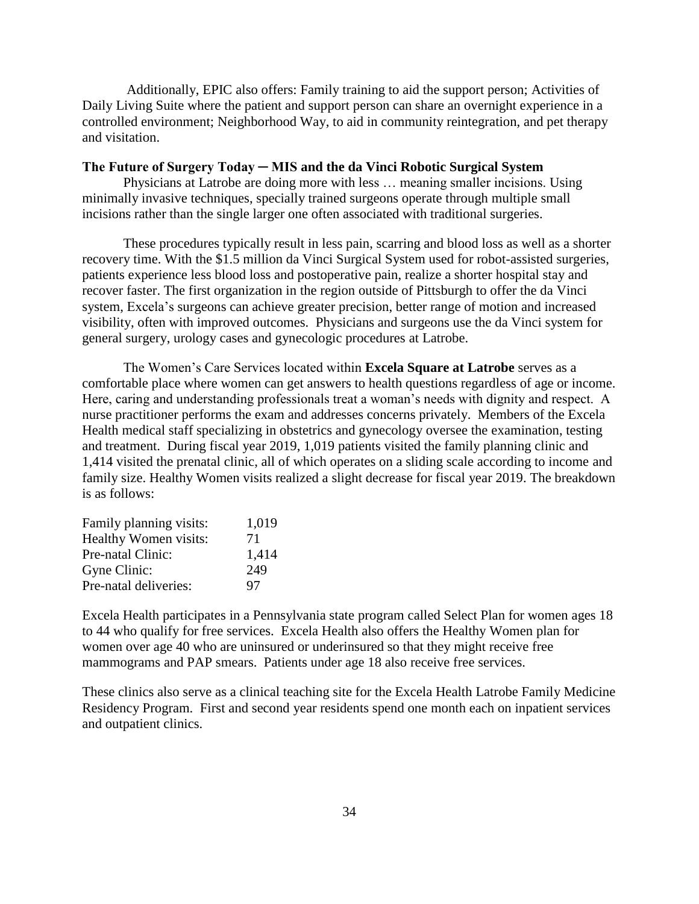Additionally, EPIC also offers: Family training to aid the support person; Activities of Daily Living Suite where the patient and support person can share an overnight experience in a controlled environment; Neighborhood Way, to aid in community reintegration, and pet therapy and visitation.

**The Future of Surgery Today ─ MIS and the da Vinci Robotic Surgical System**

Physicians at Latrobe are doing more with less … meaning smaller incisions. Using minimally invasive techniques, specially trained surgeons operate through multiple small incisions rather than the single larger one often associated with traditional surgeries.

These procedures typically result in less pain, scarring and blood loss as well as a shorter recovery time. With the $1.5 million da Vinci Surgical System used for robot-assisted surgeries, patients experience less blood loss and postoperative pain, realize a shorter hospital stay and recover faster. The first organization in the region outside of Pittsburgh to offer the da Vinci system, Excela's surgeons can achieve greater precision, better range of motion and increased visibility, often with improved outcomes. Physicians and surgeons use the da Vinci system for general surgery, urology cases and gynecologic procedures at Latrobe.

The Women's Care Services located within **Excela Square at Latrobe** serves as a comfortable place where women can get answers to health questions regardless of age or income. Here, caring and understanding professionals treat a woman's needs with dignity and respect. A nurse practitioner performs the exam and addresses concerns privately. Members of the Excela Health medical staff specializing in obstetrics and gynecology oversee the examination, testing and treatment. During fiscal year 2019, 1,019 patients visited the family planning clinic and 1,414 visited the prenatal clinic, all of which operates on a sliding scale according to income and family size. Healthy Women visits realized a slight decrease for fiscal year 2019. The breakdown is as follows:

| | |
|---|---|
| Family planning visits: | 1,019 |
| Healthy Women visits: | 71 |
| Pre-natal Clinic: | 1,414 |
| Gyne Clinic: | 249 |
| Pre-natal deliveries: | 97 |

Excela Health participates in a Pennsylvania state program called Select Plan for women ages 18 to 44 who qualify for free services. Excela Health also offers the Healthy Women plan for women over age 40 who are uninsured or underinsured so that they might receive free mammograms and PAP smears. Patients under age 18 also receive free services.

These clinics also serve as a clinical teaching site for the Excela Health Latrobe Family Medicine Residency Program. First and second year residents spend one month each on inpatient services and outpatient clinics.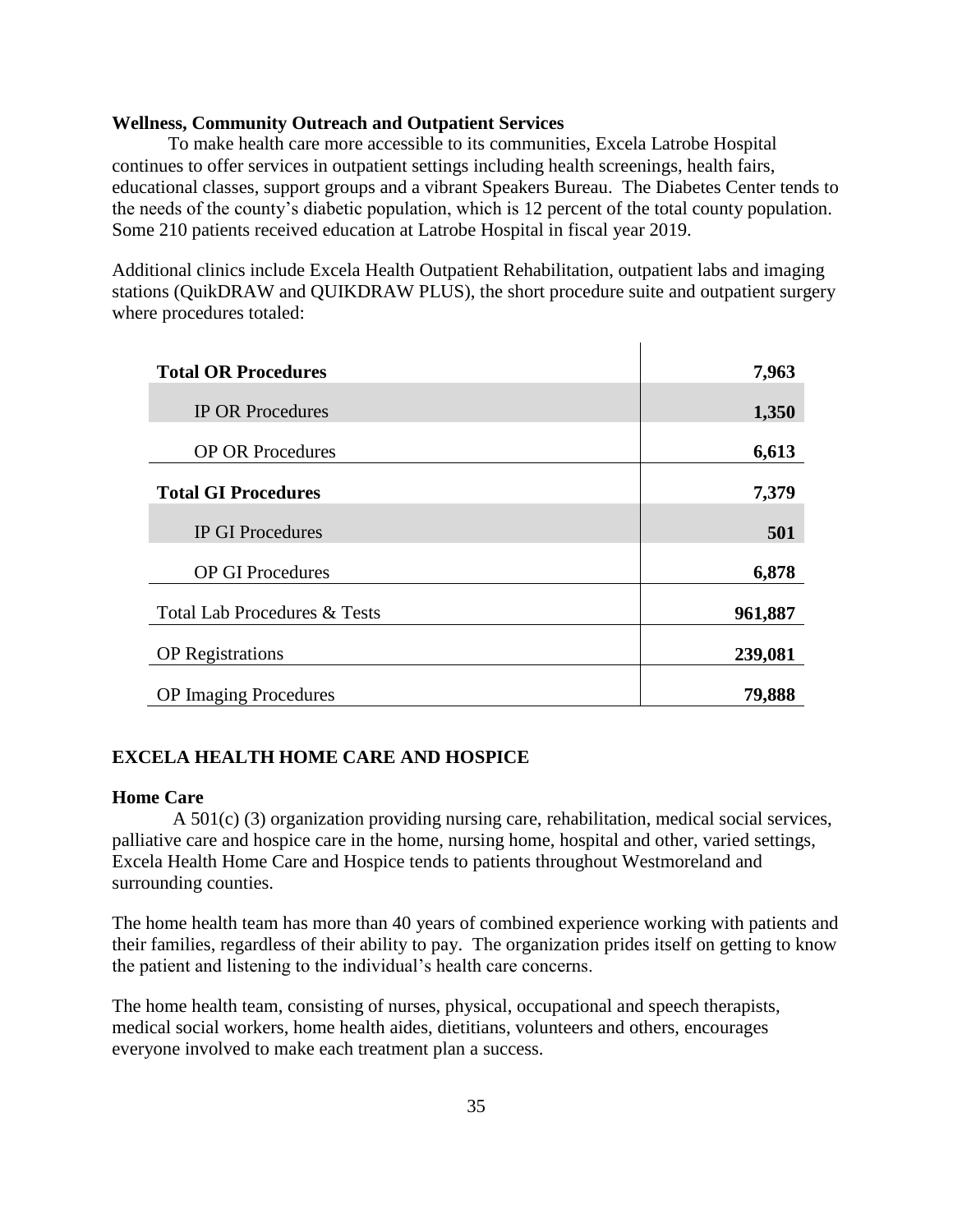**Wellness, Community Outreach and Outpatient Services**

To make health care more accessible to its communities, Excela Latrobe Hospital continues to offer services in outpatient settings including health screenings, health fairs, educational classes, support groups and a vibrant Speakers Bureau. The Diabetes Center tends to the needs of the county's diabetic population, which is 12 percent of the total county population. Some 210 patients received education at Latrobe Hospital in fiscal year 2019.

Additional clinics include Excela Health Outpatient Rehabilitation, outpatient labs and imaging stations (QuikDRAW and QUIKDRAW PLUS), the short procedure suite and outpatient surgery where procedures totaled:

| | |
|---|---|
| **Total OR Procedures** | **7,963** |
| IP OR Procedures | **1,350** |
| OP OR Procedures | **6,613** |
| **Total GI Procedures** | **7,379** |
| IP GI Procedures | **501** |
| OP GI Procedures | **6,878** |
| Total Lab Procedures & Tests | **961,887** |
| OP Registrations | **239,081** |
| OP Imaging Procedures | **79,888** |

## EXCELA HEALTH HOME CARE AND HOSPICE

**Home Care**

A 501(c) (3) organization providing nursing care, rehabilitation, medical social services, palliative care and hospice care in the home, nursing home, hospital and other, varied settings, Excela Health Home Care and Hospice tends to patients throughout Westmoreland and surrounding counties.

The home health team has more than 40 years of combined experience working with patients and their families, regardless of their ability to pay. The organization prides itself on getting to know the patient and listening to the individual's health care concerns.

The home health team, consisting of nurses, physical, occupational and speech therapists, medical social workers, home health aides, dietitians, volunteers and others, encourages everyone involved to make each treatment plan a success.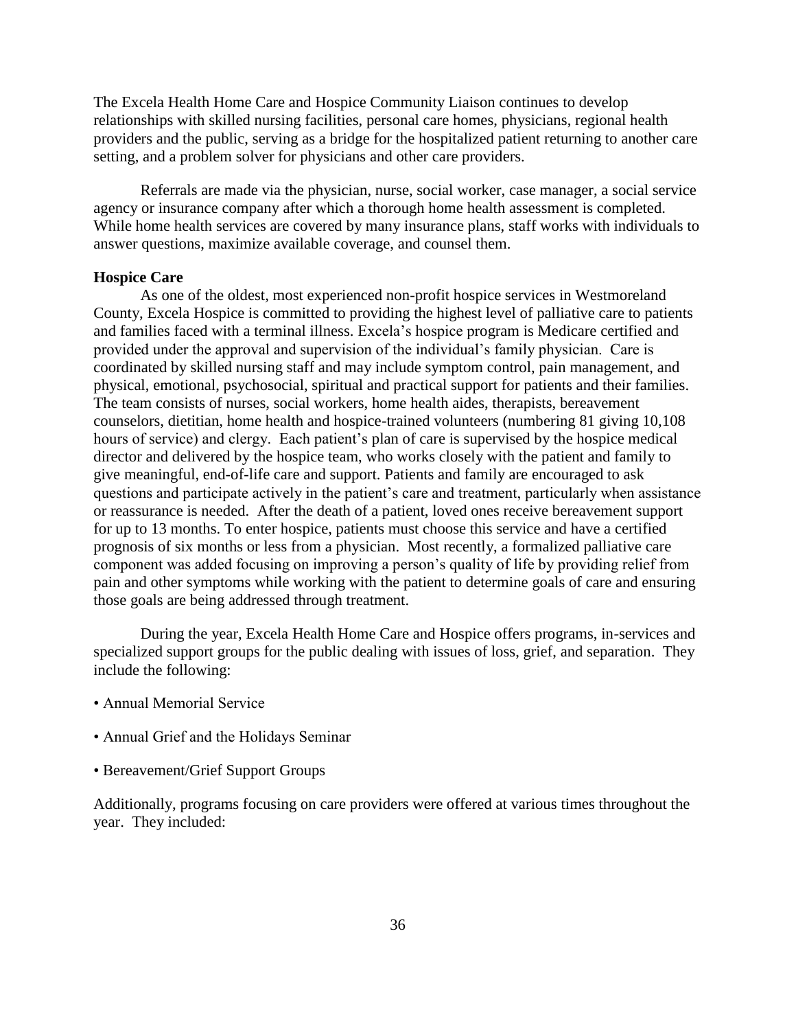The Excela Health Home Care and Hospice Community Liaison continues to develop relationships with skilled nursing facilities, personal care homes, physicians, regional health providers and the public, serving as a bridge for the hospitalized patient returning to another care setting, and a problem solver for physicians and other care providers.

Referrals are made via the physician, nurse, social worker, case manager, a social service agency or insurance company after which a thorough home health assessment is completed. While home health services are covered by many insurance plans, staff works with individuals to answer questions, maximize available coverage, and counsel them.

**Hospice Care**

As one of the oldest, most experienced non-profit hospice services in Westmoreland County, Excela Hospice is committed to providing the highest level of palliative care to patients and families faced with a terminal illness. Excela's hospice program is Medicare certified and provided under the approval and supervision of the individual's family physician. Care is coordinated by skilled nursing staff and may include symptom control, pain management, and physical, emotional, psychosocial, spiritual and practical support for patients and their families. The team consists of nurses, social workers, home health aides, therapists, bereavement counselors, dietitian, home health and hospice-trained volunteers (numbering 81 giving 10,108 hours of service) and clergy. Each patient's plan of care is supervised by the hospice medical director and delivered by the hospice team, who works closely with the patient and family to give meaningful, end-of-life care and support. Patients and family are encouraged to ask questions and participate actively in the patient's care and treatment, particularly when assistance or reassurance is needed. After the death of a patient, loved ones receive bereavement support for up to 13 months. To enter hospice, patients must choose this service and have a certified prognosis of six months or less from a physician. Most recently, a formalized palliative care component was added focusing on improving a person's quality of life by providing relief from pain and other symptoms while working with the patient to determine goals of care and ensuring those goals are being addressed through treatment.

During the year, Excela Health Home Care and Hospice offers programs, in-services and specialized support groups for the public dealing with issues of loss, grief, and separation. They include the following:

- Annual Memorial Service
- Annual Grief and the Holidays Seminar
- Bereavement/Grief Support Groups

Additionally, programs focusing on care providers were offered at various times throughout the year. They included: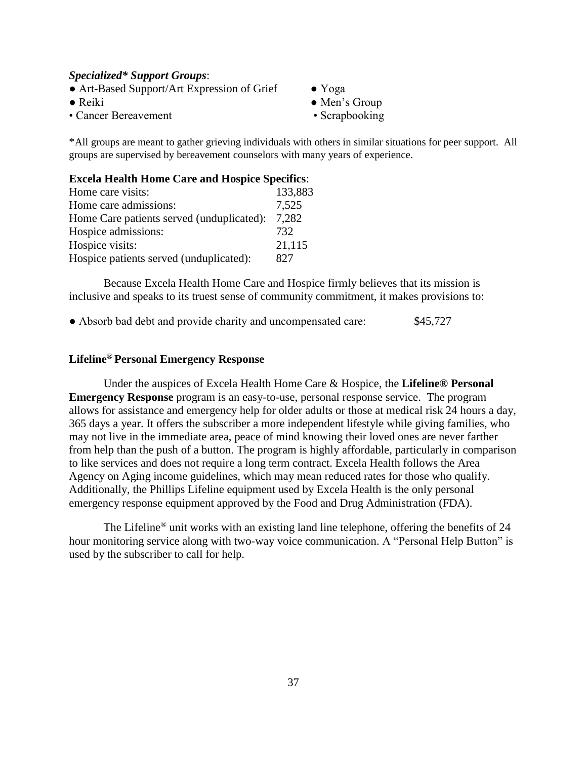***Specialized\* Support Groups***:

- ● Art-Based Support/Art Expression of Grief
- ● Reiki
- • Cancer Bereavement
- ● Yoga
- ● Men's Group
- • Scrapbooking

\*All groups are meant to gather grieving individuals with others in similar situations for peer support. All groups are supervised by bereavement counselors with many years of experience.

**Excela Health Home Care and Hospice Specifics**:

| | |
|---|---|
| Home care visits: | 133,883 |
| Home care admissions: | 7,525 |
| Home Care patients served (unduplicated): | 7,282 |
| Hospice admissions: | 732 |
| Hospice visits: | 21,115 |
| Hospice patients served (unduplicated): | 827 |

Because Excela Health Home Care and Hospice firmly believes that its mission is inclusive and speaks to its truest sense of community commitment, it makes provisions to:

● Absorb bad debt and provide charity and uncompensated care: $45,727

**Lifeline® Personal Emergency Response**

Under the auspices of Excela Health Home Care & Hospice, the **Lifeline® Personal Emergency Response** program is an easy-to-use, personal response service. The program allows for assistance and emergency help for older adults or those at medical risk 24 hours a day, 365 days a year. It offers the subscriber a more independent lifestyle while giving families, who may not live in the immediate area, peace of mind knowing their loved ones are never farther from help than the push of a button. The program is highly affordable, particularly in comparison to like services and does not require a long term contract. Excela Health follows the Area Agency on Aging income guidelines, which may mean reduced rates for those who qualify. Additionally, the Phillips Lifeline equipment used by Excela Health is the only personal emergency response equipment approved by the Food and Drug Administration (FDA).

The Lifeline® unit works with an existing land line telephone, offering the benefits of 24 hour monitoring service along with two-way voice communication. A "Personal Help Button" is used by the subscriber to call for help.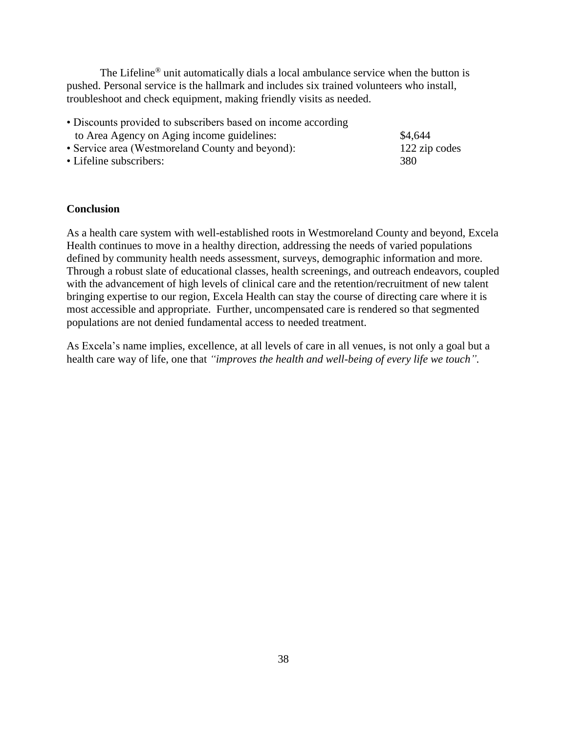The Lifeline® unit automatically dials a local ambulance service when the button is pushed. Personal service is the hallmark and includes six trained volunteers who install, troubleshoot and check equipment, making friendly visits as needed.

| | |
|---|---|
| • Discounts provided to subscribers based on income according to Area Agency on Aging income guidelines: | $4,644 |
| • Service area (Westmoreland County and beyond): | 122 zip codes |
| • Lifeline subscribers: | 380 |

**Conclusion**

As a health care system with well-established roots in Westmoreland County and beyond, Excela Health continues to move in a healthy direction, addressing the needs of varied populations defined by community health needs assessment, surveys, demographic information and more. Through a robust slate of educational classes, health screenings, and outreach endeavors, coupled with the advancement of high levels of clinical care and the retention/recruitment of new talent bringing expertise to our region, Excela Health can stay the course of directing care where it is most accessible and appropriate. Further, uncompensated care is rendered so that segmented populations are not denied fundamental access to needed treatment.

As Excela's name implies, excellence, at all levels of care in all venues, is not only a goal but a health care way of life, one that *"improves the health and well-being of every life we touch"*.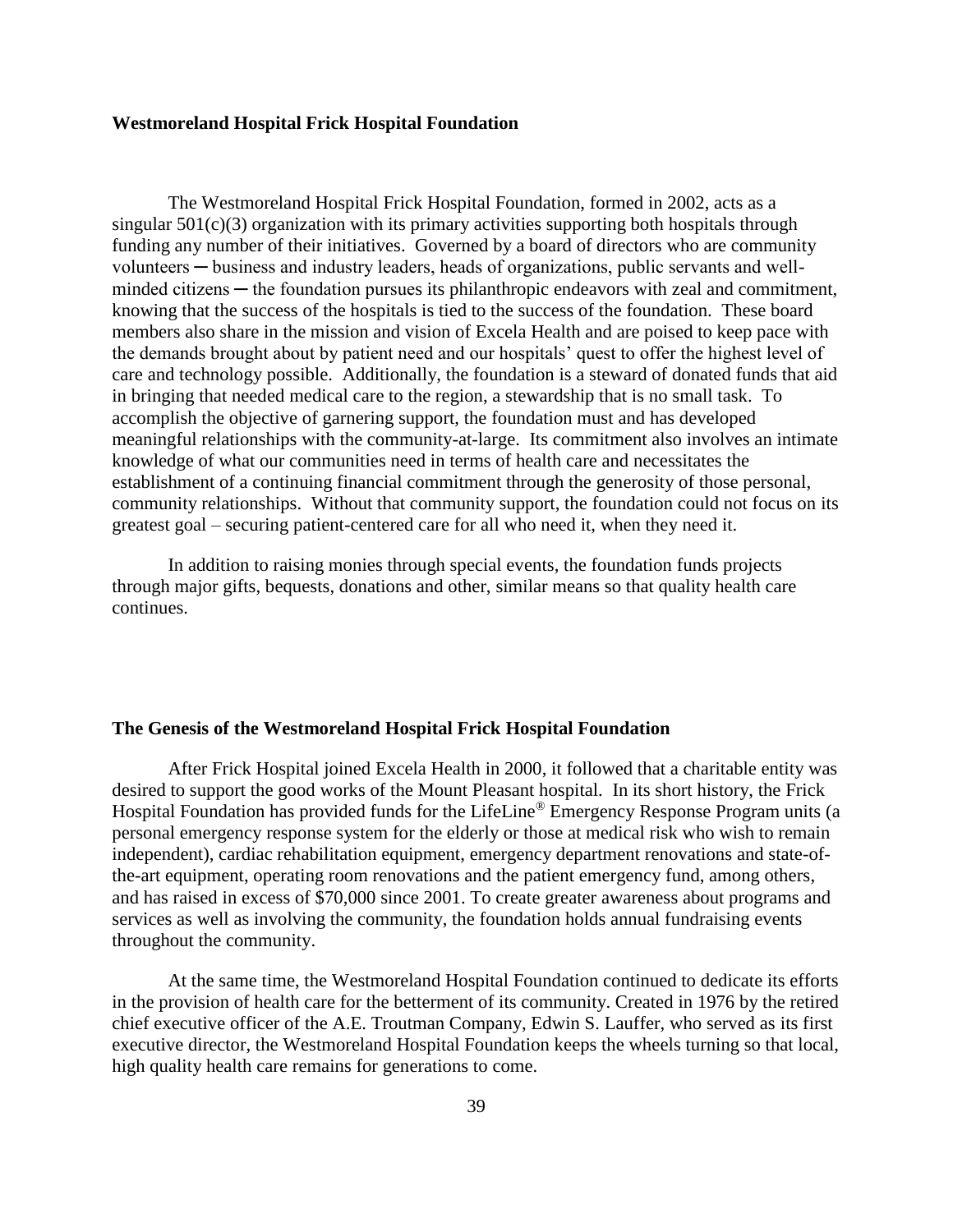**Westmoreland Hospital Frick Hospital Foundation**

The Westmoreland Hospital Frick Hospital Foundation, formed in 2002, acts as a singular 501(c)(3) organization with its primary activities supporting both hospitals through funding any number of their initiatives. Governed by a board of directors who are community volunteers ─ business and industry leaders, heads of organizations, public servants and well-minded citizens ─ the foundation pursues its philanthropic endeavors with zeal and commitment, knowing that the success of the hospitals is tied to the success of the foundation. These board members also share in the mission and vision of Excela Health and are poised to keep pace with the demands brought about by patient need and our hospitals' quest to offer the highest level of care and technology possible. Additionally, the foundation is a steward of donated funds that aid in bringing that needed medical care to the region, a stewardship that is no small task. To accomplish the objective of garnering support, the foundation must and has developed meaningful relationships with the community-at-large. Its commitment also involves an intimate knowledge of what our communities need in terms of health care and necessitates the establishment of a continuing financial commitment through the generosity of those personal, community relationships. Without that community support, the foundation could not focus on its greatest goal – securing patient-centered care for all who need it, when they need it.

In addition to raising monies through special events, the foundation funds projects through major gifts, bequests, donations and other, similar means so that quality health care continues.

**The Genesis of the Westmoreland Hospital Frick Hospital Foundation**

After Frick Hospital joined Excela Health in 2000, it followed that a charitable entity was desired to support the good works of the Mount Pleasant hospital. In its short history, the Frick Hospital Foundation has provided funds for the LifeLine® Emergency Response Program units (a personal emergency response system for the elderly or those at medical risk who wish to remain independent), cardiac rehabilitation equipment, emergency department renovations and state-of-the-art equipment, operating room renovations and the patient emergency fund, among others, and has raised in excess of $70,000 since 2001. To create greater awareness about programs and services as well as involving the community, the foundation holds annual fundraising events throughout the community.

At the same time, the Westmoreland Hospital Foundation continued to dedicate its efforts in the provision of health care for the betterment of its community. Created in 1976 by the retired chief executive officer of the A.E. Troutman Company, Edwin S. Lauffer, who served as its first executive director, the Westmoreland Hospital Foundation keeps the wheels turning so that local, high quality health care remains for generations to come.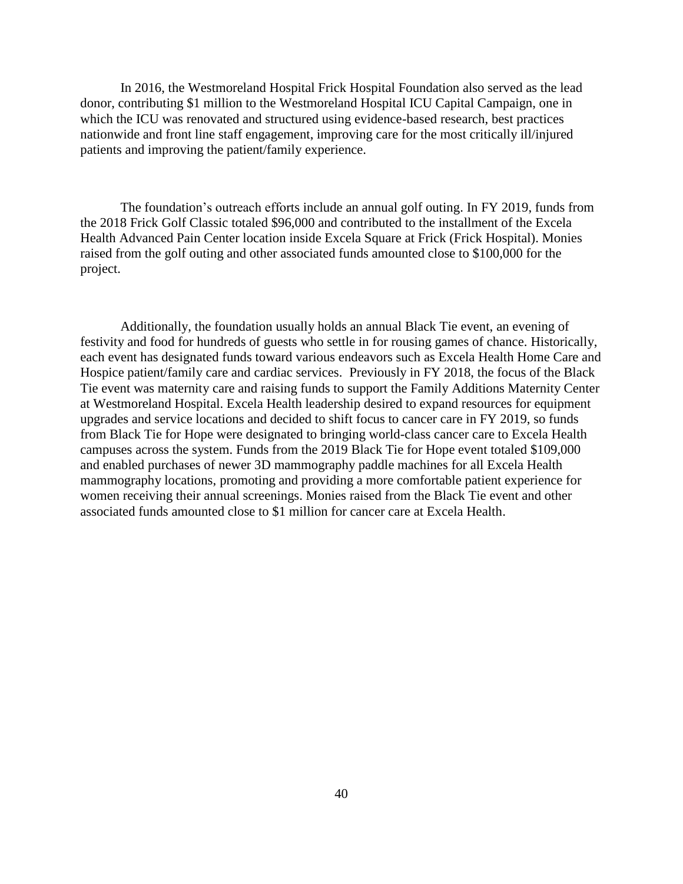In 2016, the Westmoreland Hospital Frick Hospital Foundation also served as the lead donor, contributing $1 million to the Westmoreland Hospital ICU Capital Campaign, one in which the ICU was renovated and structured using evidence-based research, best practices nationwide and front line staff engagement, improving care for the most critically ill/injured patients and improving the patient/family experience.

The foundation's outreach efforts include an annual golf outing. In FY 2019, funds from the 2018 Frick Golf Classic totaled $96,000 and contributed to the installment of the Excela Health Advanced Pain Center location inside Excela Square at Frick (Frick Hospital). Monies raised from the golf outing and other associated funds amounted close to $100,000 for the project.

Additionally, the foundation usually holds an annual Black Tie event, an evening of festivity and food for hundreds of guests who settle in for rousing games of chance. Historically, each event has designated funds toward various endeavors such as Excela Health Home Care and Hospice patient/family care and cardiac services. Previously in FY 2018, the focus of the Black Tie event was maternity care and raising funds to support the Family Additions Maternity Center at Westmoreland Hospital. Excela Health leadership desired to expand resources for equipment upgrades and service locations and decided to shift focus to cancer care in FY 2019, so funds from Black Tie for Hope were designated to bringing world-class cancer care to Excela Health campuses across the system. Funds from the 2019 Black Tie for Hope event totaled $109,000 and enabled purchases of newer 3D mammography paddle machines for all Excela Health mammography locations, promoting and providing a more comfortable patient experience for women receiving their annual screenings. Monies raised from the Black Tie event and other associated funds amounted close to $1 million for cancer care at Excela Health.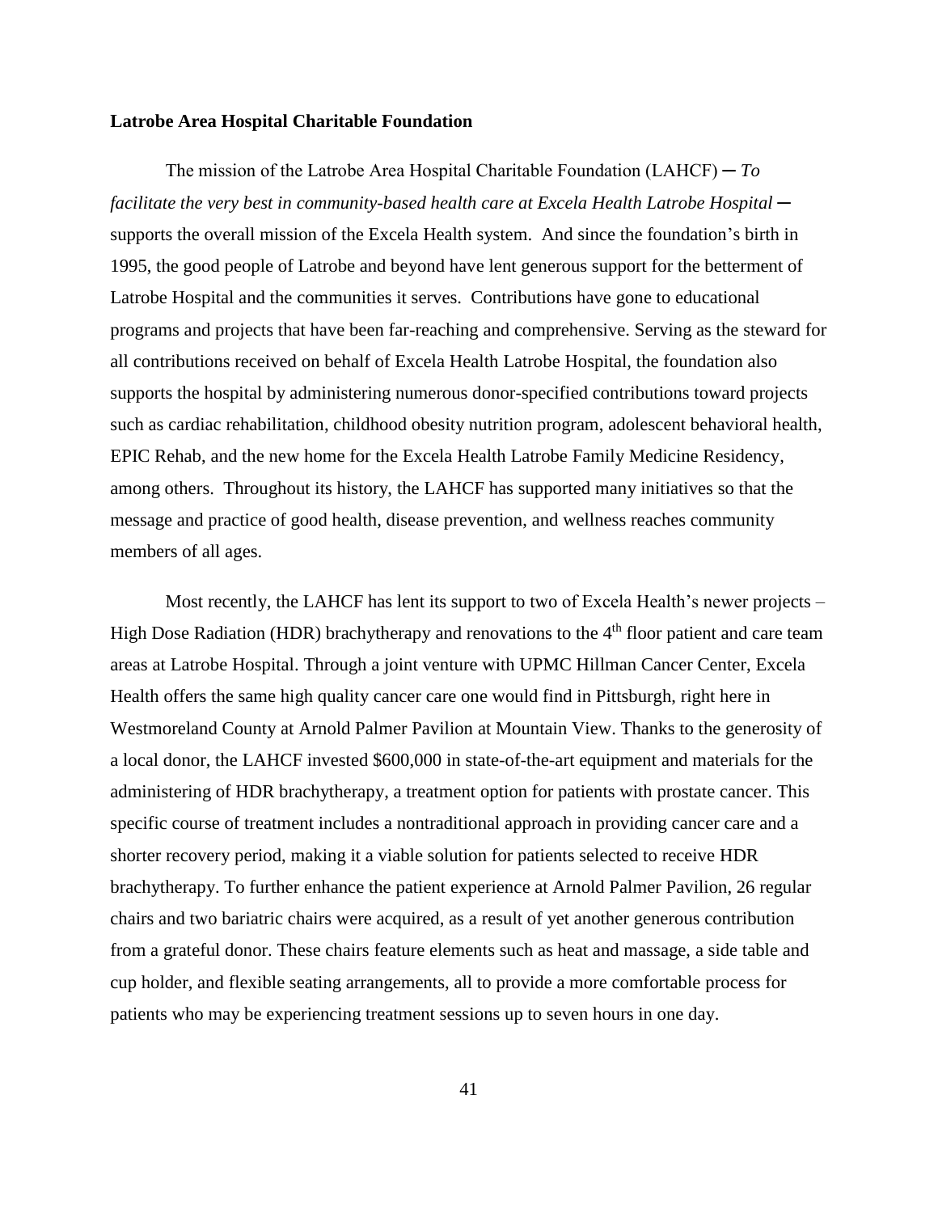**Latrobe Area Hospital Charitable Foundation**

The mission of the Latrobe Area Hospital Charitable Foundation (LAHCF) ─ *To facilitate the very best in community-based health care at Excela Health Latrobe Hospital* ─ supports the overall mission of the Excela Health system. And since the foundation's birth in 1995, the good people of Latrobe and beyond have lent generous support for the betterment of Latrobe Hospital and the communities it serves. Contributions have gone to educational programs and projects that have been far-reaching and comprehensive. Serving as the steward for all contributions received on behalf of Excela Health Latrobe Hospital, the foundation also supports the hospital by administering numerous donor-specified contributions toward projects such as cardiac rehabilitation, childhood obesity nutrition program, adolescent behavioral health, EPIC Rehab, and the new home for the Excela Health Latrobe Family Medicine Residency, among others. Throughout its history, the LAHCF has supported many initiatives so that the message and practice of good health, disease prevention, and wellness reaches community members of all ages.

Most recently, the LAHCF has lent its support to two of Excela Health's newer projects – High Dose Radiation (HDR) brachytherapy and renovations to the 4th floor patient and care team areas at Latrobe Hospital. Through a joint venture with UPMC Hillman Cancer Center, Excela Health offers the same high quality cancer care one would find in Pittsburgh, right here in Westmoreland County at Arnold Palmer Pavilion at Mountain View. Thanks to the generosity of a local donor, the LAHCF invested $600,000 in state-of-the-art equipment and materials for the administering of HDR brachytherapy, a treatment option for patients with prostate cancer. This specific course of treatment includes a nontraditional approach in providing cancer care and a shorter recovery period, making it a viable solution for patients selected to receive HDR brachytherapy. To further enhance the patient experience at Arnold Palmer Pavilion, 26 regular chairs and two bariatric chairs were acquired, as a result of yet another generous contribution from a grateful donor. These chairs feature elements such as heat and massage, a side table and cup holder, and flexible seating arrangements, all to provide a more comfortable process for patients who may be experiencing treatment sessions up to seven hours in one day.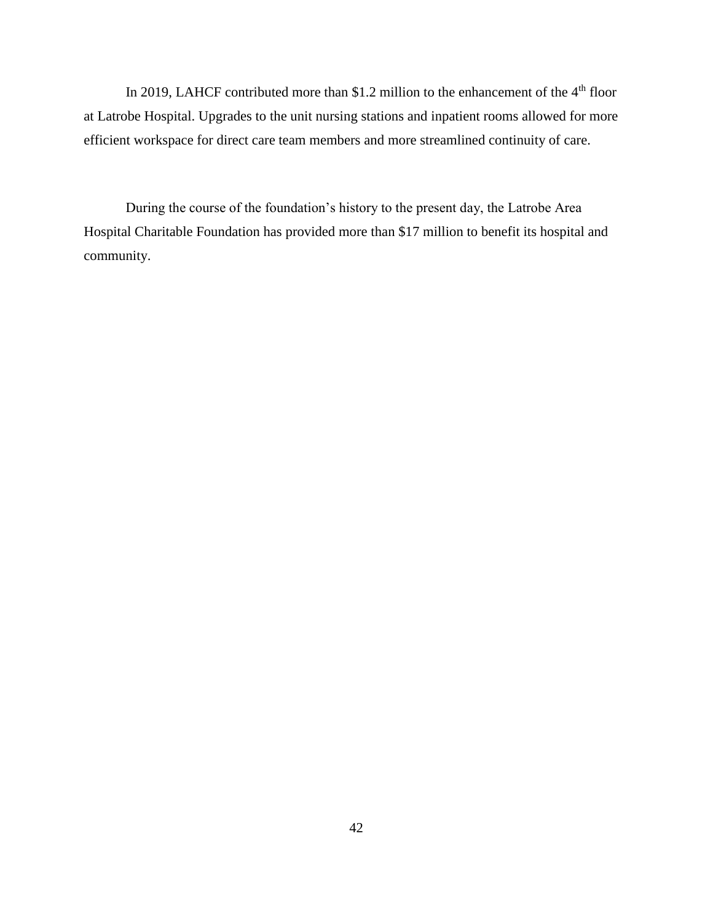In 2019, LAHCF contributed more than $1.2 million to the enhancement of the 4th floor at Latrobe Hospital. Upgrades to the unit nursing stations and inpatient rooms allowed for more efficient workspace for direct care team members and more streamlined continuity of care.

During the course of the foundation's history to the present day, the Latrobe Area Hospital Charitable Foundation has provided more than $17 million to benefit its hospital and community.